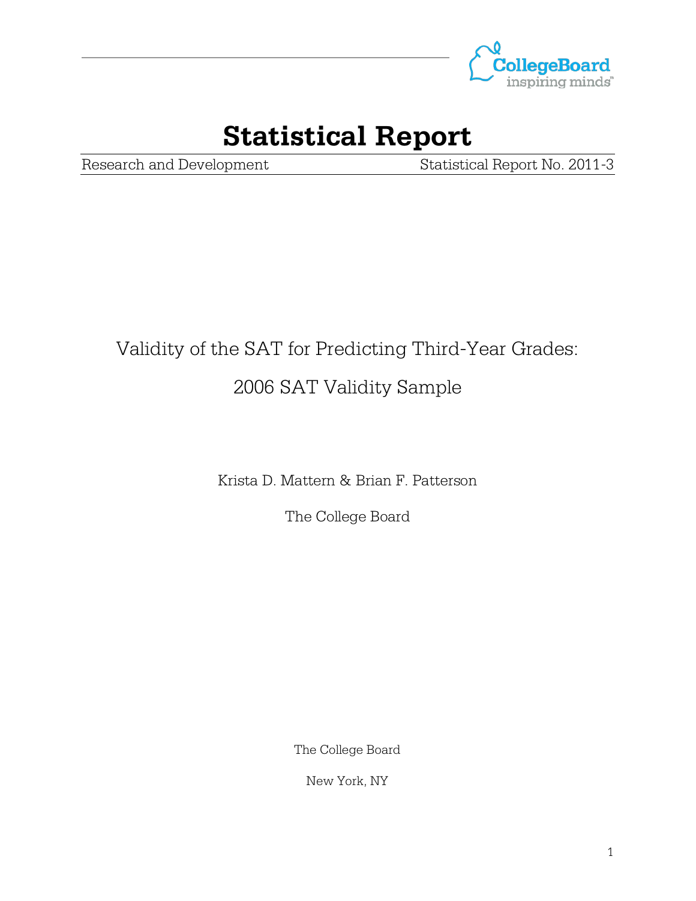CollegeBoard
inspiring minds

# Statistical Report

Research and Development | Statistical Report No. 2011-3

## Validity of the SAT for Predicting Third-Year Grades: 2006 SAT Validity Sample

Krista D. Mattern & Brian F. Patterson

The College Board

The College Board

New York, NY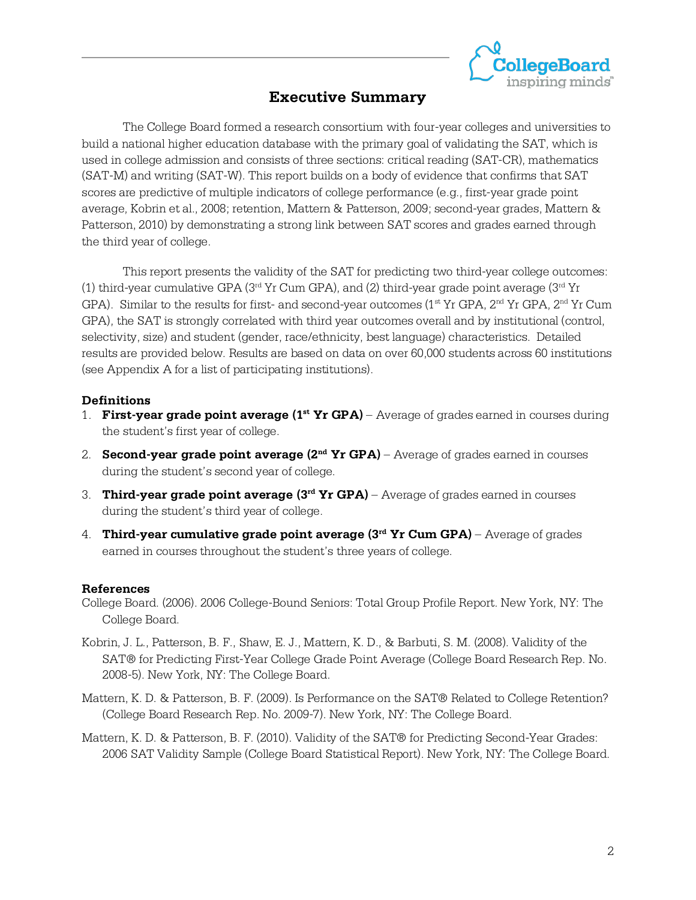# Executive Summary

The College Board formed a research consortium with four-year colleges and universities to build a national higher education database with the primary goal of validating the SAT, which is used in college admission and consists of three sections: critical reading (SAT-CR), mathematics (SAT-M) and writing (SAT-W). This report builds on a body of evidence that confirms that SAT scores are predictive of multiple indicators of college performance (e.g., first-year grade point average, Kobrin et al., 2008; retention, Mattern & Patterson, 2009; second-year grades, Mattern & Patterson, 2010) by demonstrating a strong link between SAT scores and grades earned through the third year of college.

This report presents the validity of the SAT for predicting two third-year college outcomes: (1) third-year cumulative GPA (3rd Yr Cum GPA), and (2) third-year grade point average (3rd Yr GPA). Similar to the results for first- and second-year outcomes (1st Yr GPA, 2nd Yr GPA, 2nd Yr Cum GPA), the SAT is strongly correlated with third year outcomes overall and by institutional (control, selectivity, size) and student (gender, race/ethnicity, best language) characteristics. Detailed results are provided below. Results are based on data on over 60,000 students across 60 institutions (see Appendix A for a list of participating institutions).

### Definitions

1. **First-year grade point average (1st Yr GPA)** – Average of grades earned in courses during the student's first year of college.
2. **Second-year grade point average (2nd Yr GPA)** – Average of grades earned in courses during the student's second year of college.
3. **Third-year grade point average (3rd Yr GPA)** – Average of grades earned in courses during the student's third year of college.
4. **Third-year cumulative grade point average (3rd Yr Cum GPA)** – Average of grades earned in courses throughout the student's three years of college.

### References

College Board. (2006). 2006 College-Bound Seniors: Total Group Profile Report. New York, NY: The College Board.

Kobrin, J. L., Patterson, B. F., Shaw, E. J., Mattern, K. D., & Barbuti, S. M. (2008). Validity of the SAT® for Predicting First-Year College Grade Point Average (College Board Research Rep. No. 2008-5). New York, NY: The College Board.

Mattern, K. D. & Patterson, B. F. (2009). Is Performance on the SAT® Related to College Retention? (College Board Research Rep. No. 2009-7). New York, NY: The College Board.

Mattern, K. D. & Patterson, B. F. (2010). Validity of the SAT® for Predicting Second-Year Grades: 2006 SAT Validity Sample (College Board Statistical Report). New York, NY: The College Board.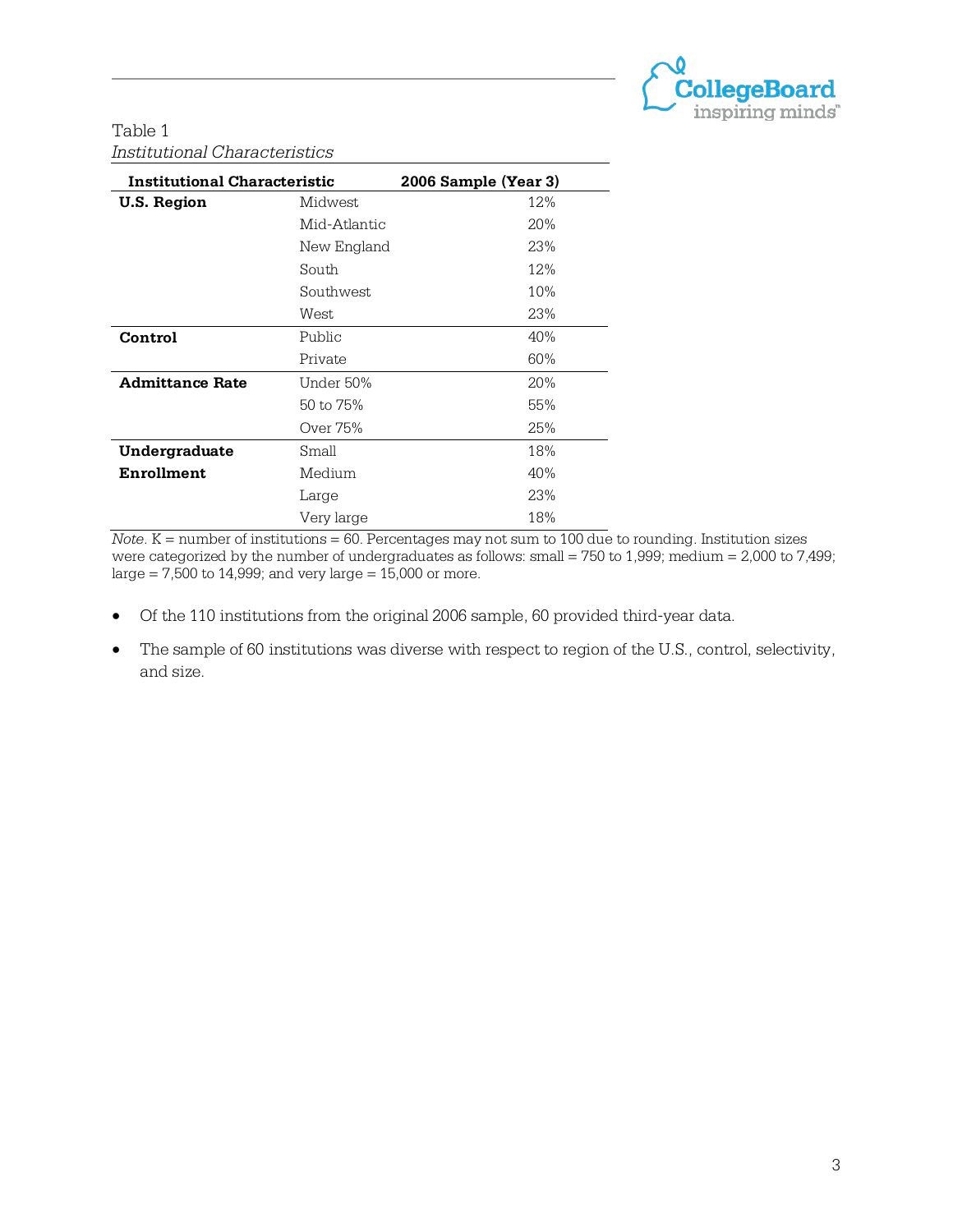Table 1
*Institutional Characteristics*

| Institutional Characteristic | | 2006 Sample (Year 3) |
|---|---|---|
| **U.S. Region** | Midwest | 12% |
| | Mid-Atlantic | 20% |
| | New England | 23% |
| | South | 12% |
| | Southwest | 10% |
| | West | 23% |
| **Control** | Public | 40% |
| | Private | 60% |
| **Admittance Rate** | Under 50% | 20% |
| | 50 to 75% | 55% |
| | Over 75% | 25% |
| **Undergraduate Enrollment** | Small | 18% |
| | Medium | 40% |
| | Large | 23% |
| | Very large | 18% |

*Note*. K = number of institutions = 60. Percentages may not sum to 100 due to rounding. Institution sizes were categorized by the number of undergraduates as follows: small = 750 to 1,999; medium = 2,000 to 7,499; large = 7,500 to 14,999; and very large = 15,000 or more.

- Of the 110 institutions from the original 2006 sample, 60 provided third-year data.
- The sample of 60 institutions was diverse with respect to region of the U.S., control, selectivity, and size.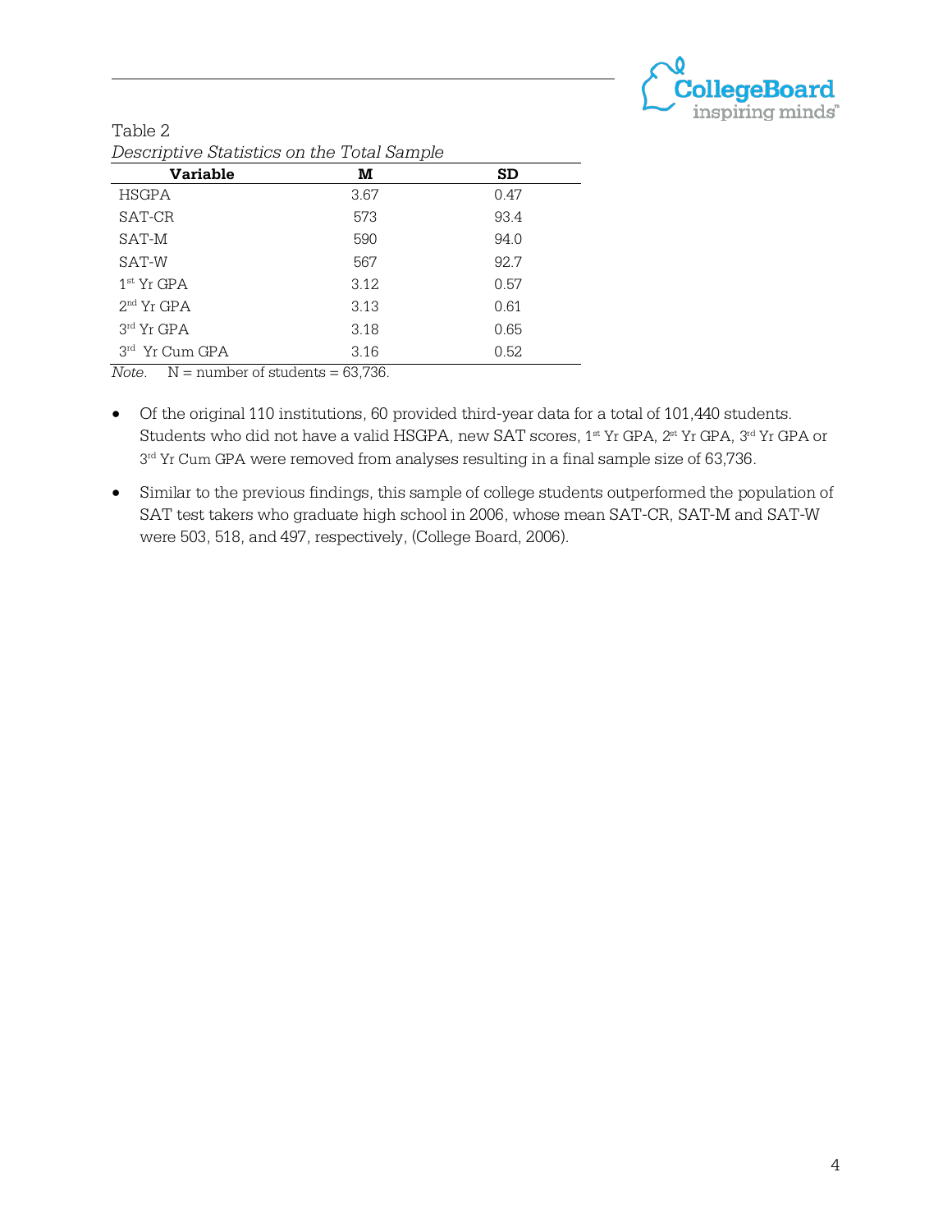Table 2

*Descriptive Statistics on the Total Sample*

| Variable | M | SD |
|---|---|---|
| HSGPA | 3.67 | 0.47 |
| SAT-CR | 573 | 93.4 |
| SAT-M | 590 | 94.0 |
| SAT-W | 567 | 92.7 |
| 1st Yr GPA | 3.12 | 0.57 |
| 2nd Yr GPA | 3.13 | 0.61 |
| 3rd Yr GPA | 3.18 | 0.65 |
| 3rd Yr Cum GPA | 3.16 | 0.52 |

*Note.* N = number of students = 63,736.

- Of the original 110 institutions, 60 provided third-year data for a total of 101,440 students. Students who did not have a valid HSGPA, new SAT scores, 1st Yr GPA, 2st Yr GPA, 3rd Yr GPA or 3rd Yr Cum GPA were removed from analyses resulting in a final sample size of 63,736.
- Similar to the previous findings, this sample of college students outperformed the population of SAT test takers who graduate high school in 2006, whose mean SAT-CR, SAT-M and SAT-W were 503, 518, and 497, respectively, (College Board, 2006).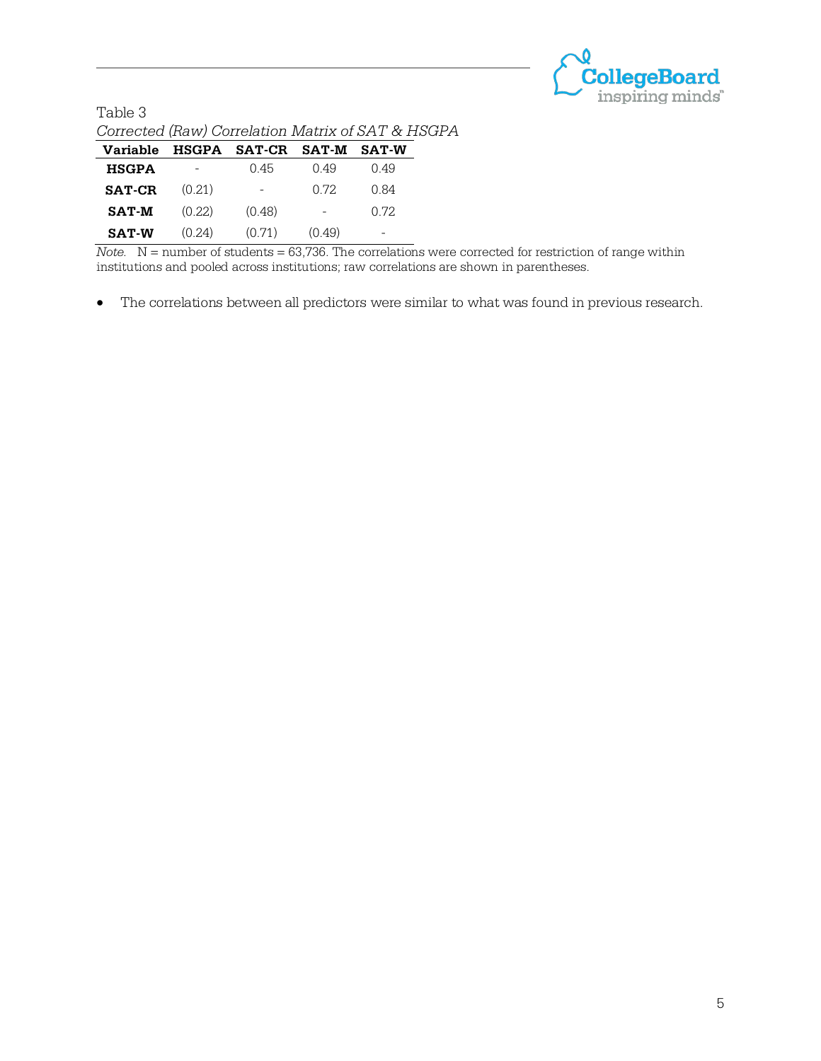Table 3

*Corrected (Raw) Correlation Matrix of SAT & HSGPA*

| Variable | HSGPA | SAT-CR | SAT-M | SAT-W |
|---|---|---|---|---|
| **HSGPA** | - | 0.45 | 0.49 | 0.49 |
| **SAT-CR** | (0.21) | - | 0.72 | 0.84 |
| **SAT-M** | (0.22) | (0.48) | - | 0.72 |
| **SAT-W** | (0.24) | (0.71) | (0.49) | - |

*Note.* N = number of students = 63,736. The correlations were corrected for restriction of range within institutions and pooled across institutions; raw correlations are shown in parentheses.

- The correlations between all predictors were similar to what was found in previous research.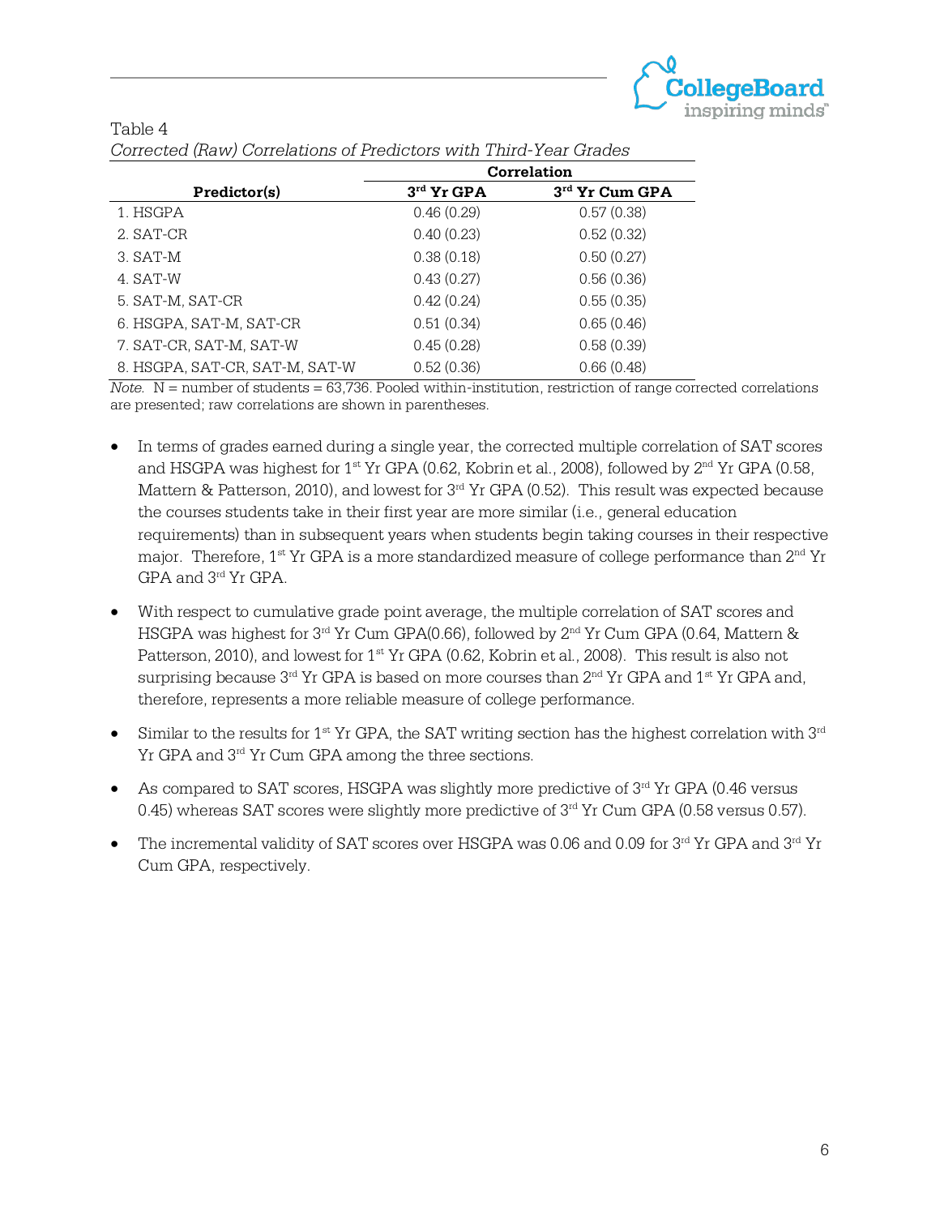Table 4

*Corrected (Raw) Correlations of Predictors with Third-Year Grades*

| Predictor(s) | Correlation | |
|---|---|---|
| | **3rd Yr GPA** | **3rd Yr Cum GPA** |
| 1. HSGPA | 0.46 (0.29) | 0.57 (0.38) |
| 2. SAT-CR | 0.40 (0.23) | 0.52 (0.32) |
| 3. SAT-M | 0.38 (0.18) | 0.50 (0.27) |
| 4. SAT-W | 0.43 (0.27) | 0.56 (0.36) |
| 5. SAT-M, SAT-CR | 0.42 (0.24) | 0.55 (0.35) |
| 6. HSGPA, SAT-M, SAT-CR | 0.51 (0.34) | 0.65 (0.46) |
| 7. SAT-CR, SAT-M, SAT-W | 0.45 (0.28) | 0.58 (0.39) |
| 8. HSGPA, SAT-CR, SAT-M, SAT-W | 0.52 (0.36) | 0.66 (0.48) |

*Note.* N = number of students = 63,736. Pooled within-institution, restriction of range corrected correlations are presented; raw correlations are shown in parentheses.

- In terms of grades earned during a single year, the corrected multiple correlation of SAT scores and HSGPA was highest for 1st Yr GPA (0.62, Kobrin et al., 2008), followed by 2nd Yr GPA (0.58, Mattern & Patterson, 2010), and lowest for 3rd Yr GPA (0.52). This result was expected because the courses students take in their first year are more similar (i.e., general education requirements) than in subsequent years when students begin taking courses in their respective major. Therefore, 1st Yr GPA is a more standardized measure of college performance than 2nd Yr GPA and 3rd Yr GPA.
- With respect to cumulative grade point average, the multiple correlation of SAT scores and HSGPA was highest for 3rd Yr Cum GPA(0.66), followed by 2nd Yr Cum GPA (0.64, Mattern & Patterson, 2010), and lowest for 1st Yr GPA (0.62, Kobrin et al., 2008). This result is also not surprising because 3rd Yr GPA is based on more courses than 2nd Yr GPA and 1st Yr GPA and, therefore, represents a more reliable measure of college performance.
- Similar to the results for 1st Yr GPA, the SAT writing section has the highest correlation with 3rd Yr GPA and 3rd Yr Cum GPA among the three sections.
- As compared to SAT scores, HSGPA was slightly more predictive of 3rd Yr GPA (0.46 versus 0.45) whereas SAT scores were slightly more predictive of 3rd Yr Cum GPA (0.58 versus 0.57).
- The incremental validity of SAT scores over HSGPA was 0.06 and 0.09 for 3rd Yr GPA and 3rd Yr Cum GPA, respectively.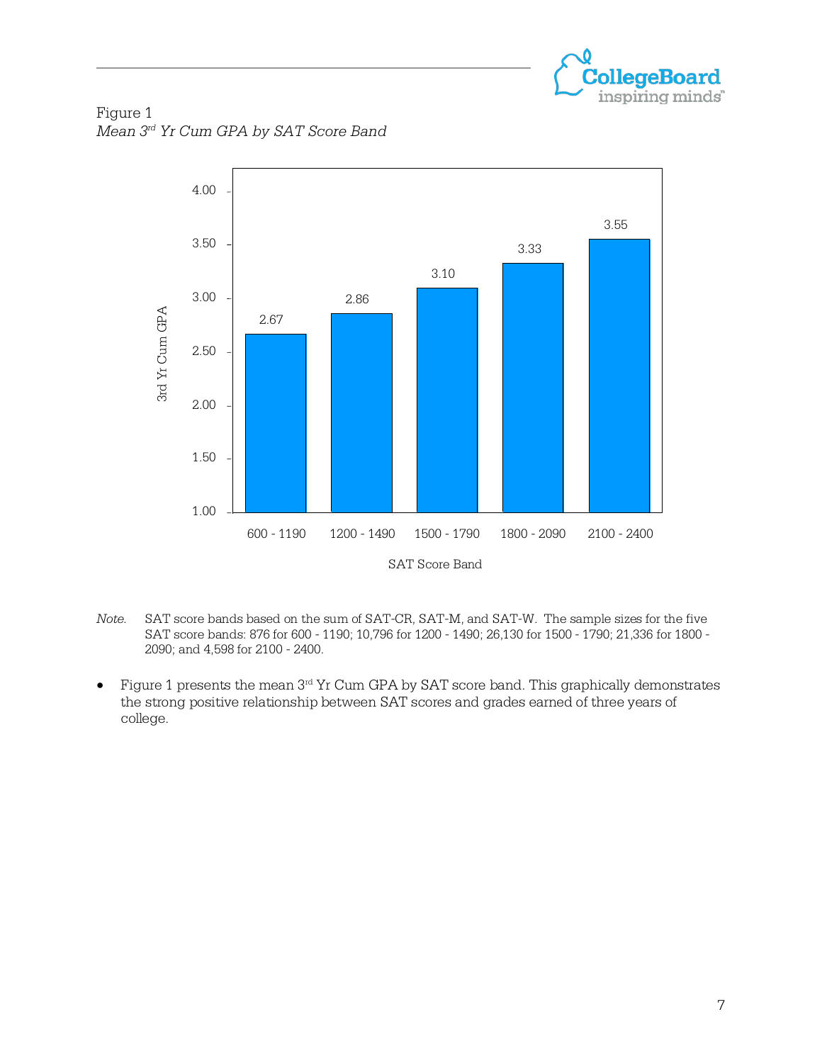Figure 1

*Mean 3rd Yr Cum GPA by SAT Score Band*

| SAT Score Band | 3rd Yr Cum GPA |
|---|---|
| 600 - 1190 | 2.67 |
| 1200 - 1490 | 2.86 |
| 1500 - 1790 | 3.10 |
| 1800 - 2090 | 3.33 |
| 2100 - 2400 | 3.55 |

*Note.* SAT score bands based on the sum of SAT-CR, SAT-M, and SAT-W. The sample sizes for the five SAT score bands: 876 for 600 - 1190; 10,796 for 1200 - 1490; 26,130 for 1500 - 1790; 21,336 for 1800 - 2090; and 4,598 for 2100 - 2400.

- Figure 1 presents the mean 3rd Yr Cum GPA by SAT score band. This graphically demonstrates the strong positive relationship between SAT scores and grades earned of three years of college.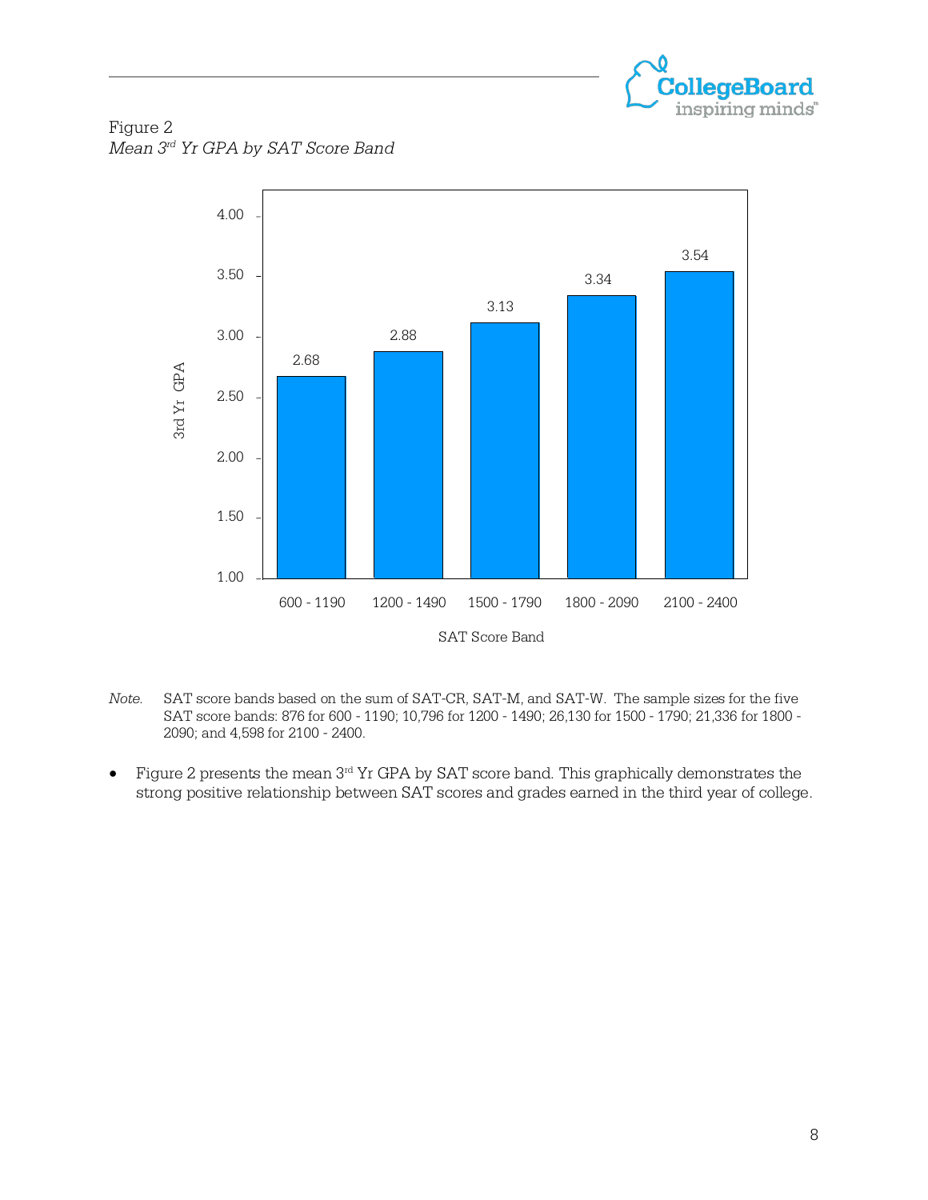Figure 2

*Mean 3rd Yr GPA by SAT Score Band*

| SAT Score Band | 3rd Yr GPA |
|---|---|
| 600 - 1190 | 2.68 |
| 1200 - 1490 | 2.88 |
| 1500 - 1790 | 3.13 |
| 1800 - 2090 | 3.34 |
| 2100 - 2400 | 3.54 |

*Note.* SAT score bands based on the sum of SAT-CR, SAT-M, and SAT-W. The sample sizes for the five SAT score bands: 876 for 600 - 1190; 10,796 for 1200 - 1490; 26,130 for 1500 - 1790; 21,336 for 1800 - 2090; and 4,598 for 2100 - 2400.

- Figure 2 presents the mean 3rd Yr GPA by SAT score band. This graphically demonstrates the strong positive relationship between SAT scores and grades earned in the third year of college.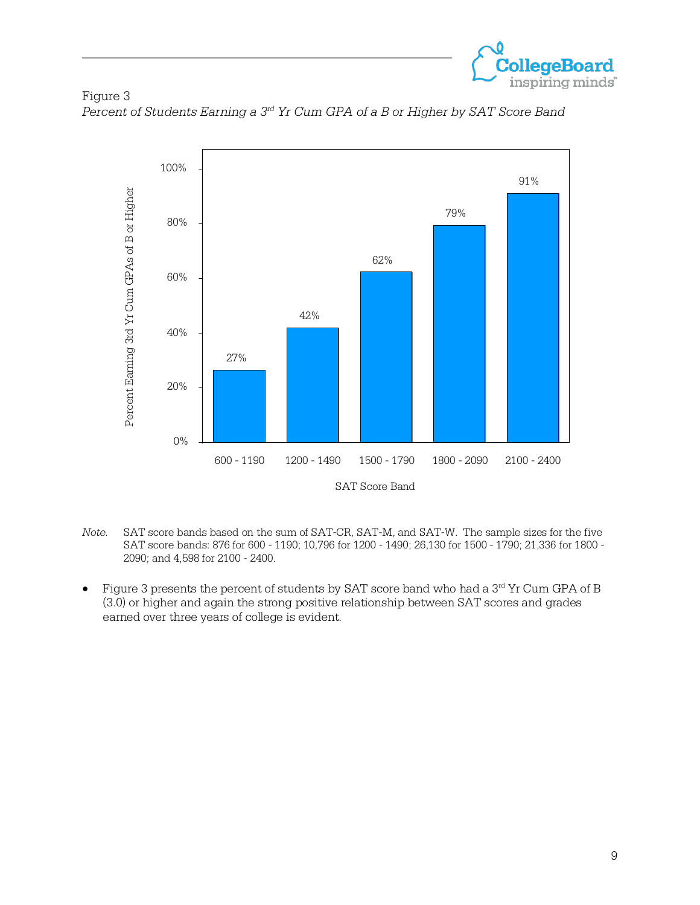Figure 3

*Percent of Students Earning a 3rd Yr Cum GPA of a B or Higher by SAT Score Band*

*Note.* SAT score bands based on the sum of SAT-CR, SAT-M, and SAT-W. The sample sizes for the five SAT score bands: 876 for 600 - 1190; 10,796 for 1200 - 1490; 26,130 for 1500 - 1790; 21,336 for 1800 - 2090; and 4,598 for 2100 - 2400.

- Figure 3 presents the percent of students by SAT score band who had a 3rd Yr Cum GPA of B (3.0) or higher and again the strong positive relationship between SAT scores and grades earned over three years of college is evident.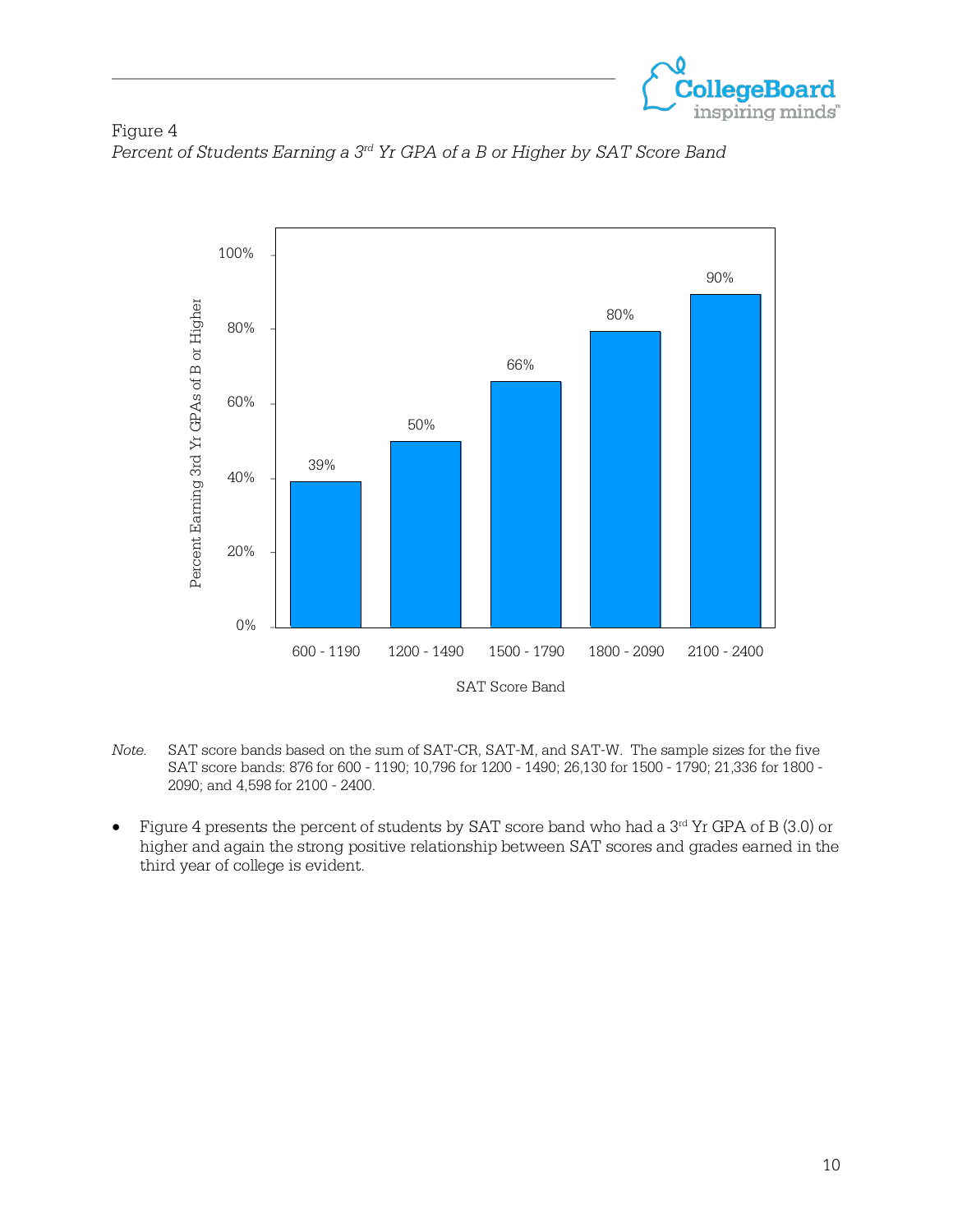Figure 4

*Percent of Students Earning a 3rd Yr GPA of a B or Higher by SAT Score Band*

| SAT Score Band | Percent Earning 3rd Yr GPAs of B or Higher |
|---|---|
| 600 - 1190 | 39% |
| 1200 - 1490 | 50% |
| 1500 - 1790 | 66% |
| 1800 - 2090 | 80% |
| 2100 - 2400 | 90% |

*Note.* SAT score bands based on the sum of SAT-CR, SAT-M, and SAT-W. The sample sizes for the five SAT score bands: 876 for 600 - 1190; 10,796 for 1200 - 1490; 26,130 for 1500 - 1790; 21,336 for 1800 - 2090; and 4,598 for 2100 - 2400.

- Figure 4 presents the percent of students by SAT score band who had a 3rd Yr GPA of B (3.0) or higher and again the strong positive relationship between SAT scores and grades earned in the third year of college is evident.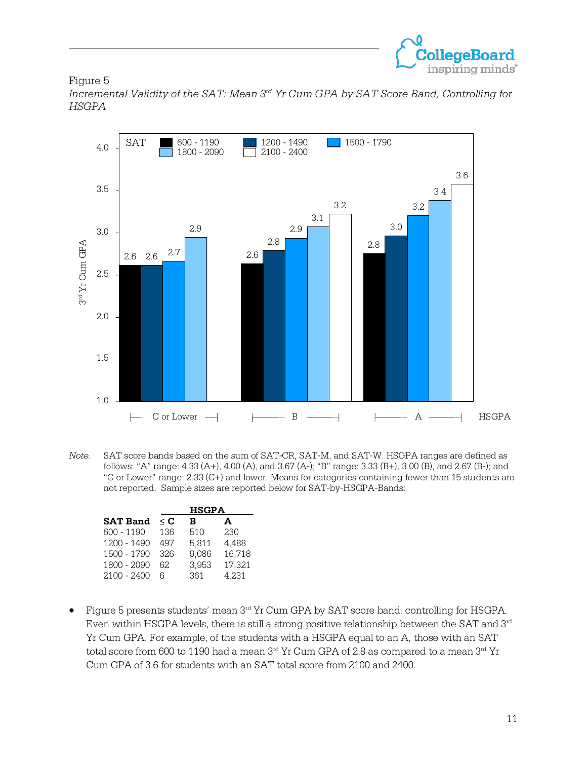Figure 5

*Incremental Validity of the SAT: Mean 3rd Yr Cum GPA by SAT Score Band, Controlling for HSGPA*

*Note.* SAT score bands based on the sum of SAT-CR, SAT-M, and SAT-W. HSGPA ranges are defined as follows: "A" range: 4.33 (A+), 4.00 (A), and 3.67 (A-); "B" range: 3.33 (B+), 3.00 (B), and 2.67 (B-); and "C or Lower" range: 2.33 (C+) and lower. Means for categories containing fewer than 15 students are not reported. Sample sizes are reported below for SAT-by-HSGPA-Bands:

| | HSGPA | | |
|---|---|---|---|
| **SAT Band** | **≤ C** | **B** | **A** |
| 600 - 1190 | 136 | 510 | 230 |
| 1200 - 1490 | 497 | 5,811 | 4,488 |
| 1500 - 1790 | 326 | 9,086 | 16,718 |
| 1800 - 2090 | 62 | 3,953 | 17,321 |
| 2100 - 2400 | 6 | 361 | 4,231 |

- Figure 5 presents students' mean 3rd Yr Cum GPA by SAT score band, controlling for HSGPA. Even within HSGPA levels, there is still a strong positive relationship between the SAT and 3rd Yr Cum GPA. For example, of the students with a HSGPA equal to an A, those with an SAT total score from 600 to 1190 had a mean 3rd Yr Cum GPA of 2.8 as compared to a mean 3rd Yr Cum GPA of 3.6 for students with an SAT total score from 2100 and 2400.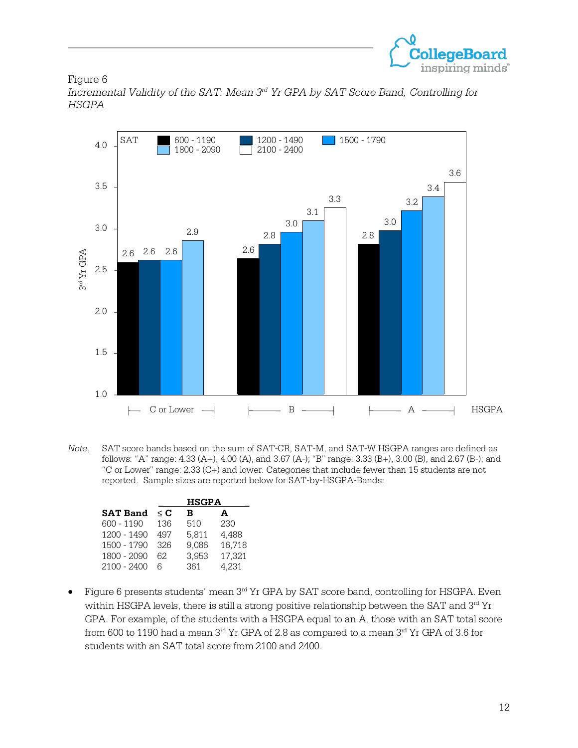Figure 6

*Incremental Validity of the SAT: Mean 3rd Yr GPA by SAT Score Band, Controlling for HSGPA*

*Note.* SAT score bands based on the sum of SAT-CR, SAT-M, and SAT-W.HSGPA ranges are defined as follows: "A" range: 4.33 (A+), 4.00 (A), and 3.67 (A-); "B" range: 3.33 (B+), 3.00 (B), and 2.67 (B-); and "C or Lower" range: 2.33 (C+) and lower. Categories that include fewer than 15 students are not reported. Sample sizes are reported below for SAT-by-HSGPA-Bands:

| | HSGPA | | |
|---|---|---|---|
| **SAT Band** | **≤ C** | **B** | **A** |
| 600 - 1190 | 136 | 510 | 230 |
| 1200 - 1490 | 497 | 5,811 | 4,488 |
| 1500 - 1790 | 326 | 9,086 | 16,718 |
| 1800 - 2090 | 62 | 3,953 | 17,321 |
| 2100 - 2400 | 6 | 361 | 4,231 |

- Figure 6 presents students' mean 3rd Yr GPA by SAT score band, controlling for HSGPA. Even within HSGPA levels, there is still a strong positive relationship between the SAT and 3rd Yr GPA. For example, of the students with a HSGPA equal to an A, those with an SAT total score from 600 to 1190 had a mean 3rd Yr GPA of 2.8 as compared to a mean 3rd Yr GPA of 3.6 for students with an SAT total score from 2100 and 2400.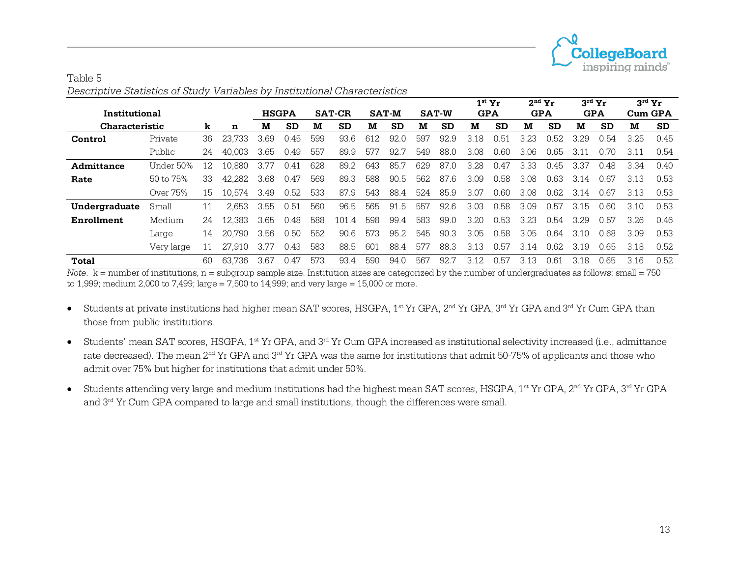Table 5

*Descriptive Statistics of Study Variables by Institutional Characteristics*

| Institutional Characteristic | | k | n | HSGPA M | HSGPA SD | SAT-CR M | SAT-CR SD | SAT-M M | SAT-M SD | SAT-W M | SAT-W SD | 1st Yr GPA M | 1st Yr GPA SD | 2nd Yr GPA M | 2nd Yr GPA SD | 3rd Yr GPA M | 3rd Yr GPA SD | 3rd Yr Cum GPA M | 3rd Yr Cum GPA SD |
|---|---|---|---|---|---|---|---|---|---|---|---|---|---|---|---|---|---|---|---|
| **Control** | Private | 36 | 23,733 | 3.69 | 0.45 | 599 | 93.6 | 612 | 92.0 | 597 | 92.9 | 3.18 | 0.51 | 3.23 | 0.52 | 3.29 | 0.54 | 3.25 | 0.45 |
| | Public | 24 | 40,003 | 3.65 | 0.49 | 557 | 89.9 | 577 | 92.7 | 549 | 88.0 | 3.08 | 0.60 | 3.06 | 0.65 | 3.11 | 0.70 | 3.11 | 0.54 |
| **Admittance Rate** | Under 50% | 12 | 10,880 | 3.77 | 0.41 | 628 | 89.2 | 643 | 85.7 | 629 | 87.0 | 3.28 | 0.47 | 3.33 | 0.45 | 3.37 | 0.48 | 3.34 | 0.40 |
| | 50 to 75% | 33 | 42,282 | 3.68 | 0.47 | 569 | 89.3 | 588 | 90.5 | 562 | 87.6 | 3.09 | 0.58 | 3.08 | 0.63 | 3.14 | 0.67 | 3.13 | 0.53 |
| | Over 75% | 15 | 10,574 | 3.49 | 0.52 | 533 | 87.9 | 543 | 88.4 | 524 | 85.9 | 3.07 | 0.60 | 3.08 | 0.62 | 3.14 | 0.67 | 3.13 | 0.53 |
| **Undergraduate Enrollment** | Small | 11 | 2,653 | 3.55 | 0.51 | 560 | 96.5 | 565 | 91.5 | 557 | 92.6 | 3.03 | 0.58 | 3.09 | 0.57 | 3.15 | 0.60 | 3.10 | 0.53 |
| | Medium | 24 | 12,383 | 3.65 | 0.48 | 588 | 101.4 | 598 | 99.4 | 583 | 99.0 | 3.20 | 0.53 | 3.23 | 0.54 | 3.29 | 0.57 | 3.26 | 0.46 |
| | Large | 14 | 20,790 | 3.56 | 0.50 | 552 | 90.6 | 573 | 95.2 | 545 | 90.3 | 3.05 | 0.58 | 3.05 | 0.64 | 3.10 | 0.68 | 3.09 | 0.53 |
| | Very large | 11 | 27,910 | 3.77 | 0.43 | 583 | 88.5 | 601 | 88.4 | 577 | 88.3 | 3.13 | 0.57 | 3.14 | 0.62 | 3.19 | 0.65 | 3.18 | 0.52 |
| **Total** | | 60 | 63,736 | 3.67 | 0.47 | 573 | 93.4 | 590 | 94.0 | 567 | 92.7 | 3.12 | 0.57 | 3.13 | 0.61 | 3.18 | 0.65 | 3.16 | 0.52 |

*Note*. k = number of institutions, n = subgroup sample size. Institution sizes are categorized by the number of undergraduates as follows: small = 750 to 1,999; medium 2,000 to 7,499; large = 7,500 to 14,999; and very large = 15,000 or more.

- Students at private institutions had higher mean SAT scores, HSGPA, 1st Yr GPA, 2nd Yr GPA, 3rd Yr GPA and 3rd Yr Cum GPA than those from public institutions.
- Students' mean SAT scores, HSGPA, 1st Yr GPA, and 3rd Yr Cum GPA increased as institutional selectivity increased (i.e., admittance rate decreased). The mean 2nd Yr GPA and 3rd Yr GPA was the same for institutions that admit 50-75% of applicants and those who admit over 75% but higher for institutions that admit under 50%.
- Students attending very large and medium institutions had the highest mean SAT scores, HSGPA, 1st Yr GPA, 2nd Yr GPA, 3rd Yr GPA and 3rd Yr Cum GPA compared to large and small institutions, though the differences were small.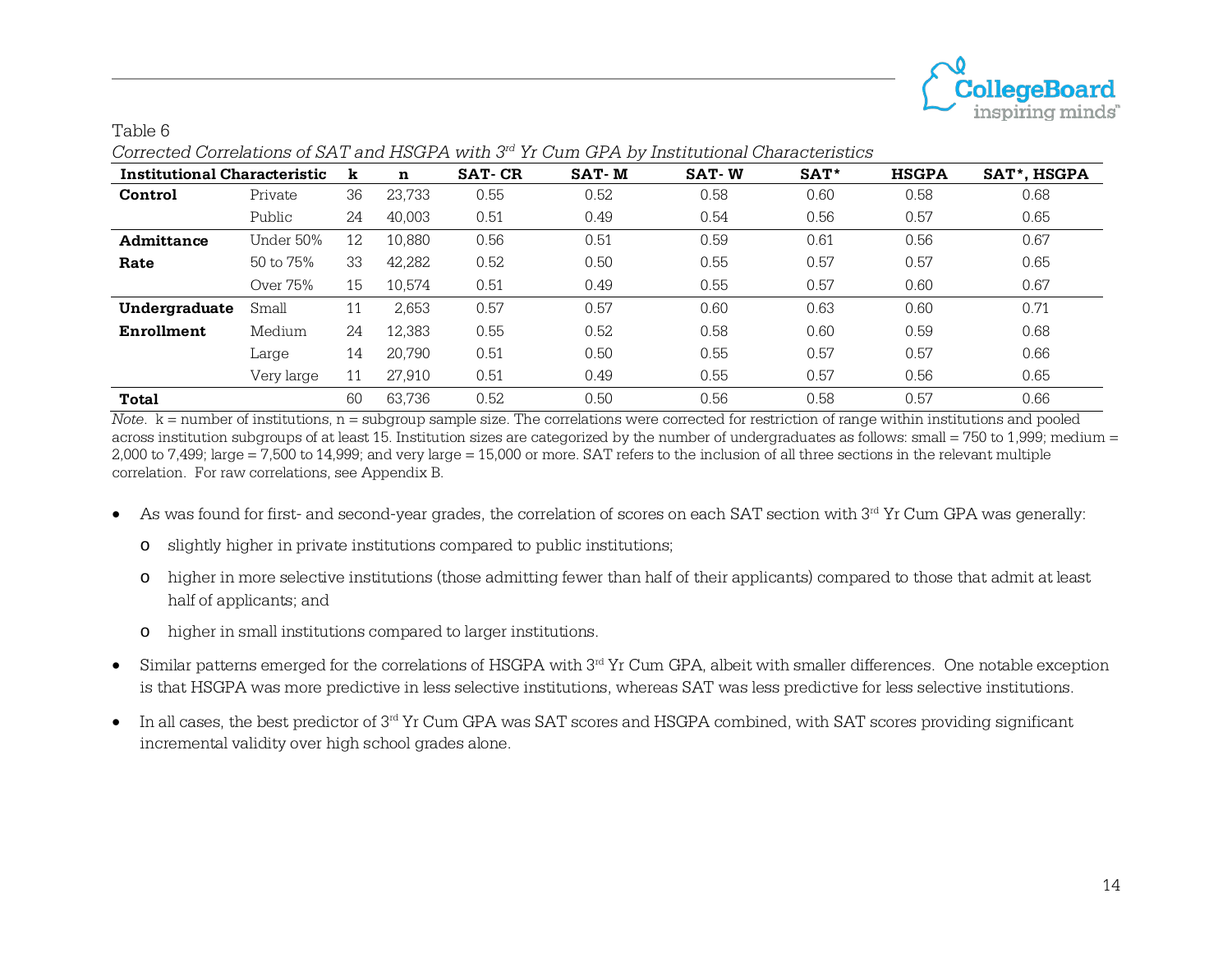Table 6

*Corrected Correlations of SAT and HSGPA with 3rd Yr Cum GPA by Institutional Characteristics*

| Institutional Characteristic | | k | n | SAT- CR | SAT- M | SAT- W | SAT* | HSGPA | SAT*, HSGPA |
|---|---|---|---|---|---|---|---|---|---|
| **Control** | Private | 36 | 23,733 | 0.55 | 0.52 | 0.58 | 0.60 | 0.58 | 0.68 |
| | Public | 24 | 40,003 | 0.51 | 0.49 | 0.54 | 0.56 | 0.57 | 0.65 |
| **Admittance Rate** | Under 50% | 12 | 10,880 | 0.56 | 0.51 | 0.59 | 0.61 | 0.56 | 0.67 |
| | 50 to 75% | 33 | 42,282 | 0.52 | 0.50 | 0.55 | 0.57 | 0.57 | 0.65 |
| | Over 75% | 15 | 10,574 | 0.51 | 0.49 | 0.55 | 0.57 | 0.60 | 0.67 |
| **Undergraduate Enrollment** | Small | 11 | 2,653 | 0.57 | 0.57 | 0.60 | 0.63 | 0.60 | 0.71 |
| | Medium | 24 | 12,383 | 0.55 | 0.52 | 0.58 | 0.60 | 0.59 | 0.68 |
| | Large | 14 | 20,790 | 0.51 | 0.50 | 0.55 | 0.57 | 0.57 | 0.66 |
| | Very large | 11 | 27,910 | 0.51 | 0.49 | 0.55 | 0.57 | 0.56 | 0.65 |
| **Total** | | 60 | 63,736 | 0.52 | 0.50 | 0.56 | 0.58 | 0.57 | 0.66 |

*Note.* k = number of institutions, n = subgroup sample size. The correlations were corrected for restriction of range within institutions and pooled across institution subgroups of at least 15. Institution sizes are categorized by the number of undergraduates as follows: small = 750 to 1,999; medium = 2,000 to 7,499; large = 7,500 to 14,999; and very large = 15,000 or more. SAT refers to the inclusion of all three sections in the relevant multiple correlation. For raw correlations, see Appendix B.

- As was found for first- and second-year grades, the correlation of scores on each SAT section with 3rd Yr Cum GPA was generally:
    - slightly higher in private institutions compared to public institutions;
    - higher in more selective institutions (those admitting fewer than half of their applicants) compared to those that admit at least half of applicants; and
    - higher in small institutions compared to larger institutions.
- Similar patterns emerged for the correlations of HSGPA with 3rd Yr Cum GPA, albeit with smaller differences. One notable exception is that HSGPA was more predictive in less selective institutions, whereas SAT was less predictive for less selective institutions.
- In all cases, the best predictor of 3rd Yr Cum GPA was SAT scores and HSGPA combined, with SAT scores providing significant incremental validity over high school grades alone.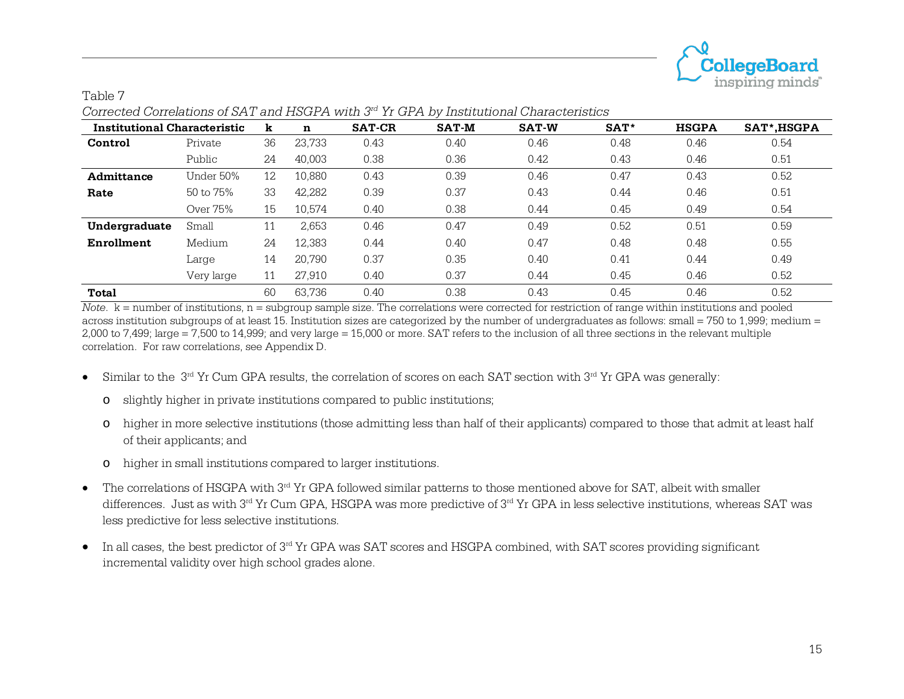Table 7

*Corrected Correlations of SAT and HSGPA with 3rd Yr GPA by Institutional Characteristics*

| Institutional Characteristic | | k | n | SAT-CR | SAT-M | SAT-W | SAT* | HSGPA | SAT*,HSGPA |
|---|---|---|---|---|---|---|---|---|---|
| **Control** | Private | 36 | 23,733 | 0.43 | 0.40 | 0.46 | 0.48 | 0.46 | 0.54 |
| | Public | 24 | 40,003 | 0.38 | 0.36 | 0.42 | 0.43 | 0.46 | 0.51 |
| **Admittance Rate** | Under 50% | 12 | 10,880 | 0.43 | 0.39 | 0.46 | 0.47 | 0.43 | 0.52 |
| | 50 to 75% | 33 | 42,282 | 0.39 | 0.37 | 0.43 | 0.44 | 0.46 | 0.51 |
| | Over 75% | 15 | 10,574 | 0.40 | 0.38 | 0.44 | 0.45 | 0.49 | 0.54 |
| **Undergraduate Enrollment** | Small | 11 | 2,653 | 0.46 | 0.47 | 0.49 | 0.52 | 0.51 | 0.59 |
| | Medium | 24 | 12,383 | 0.44 | 0.40 | 0.47 | 0.48 | 0.48 | 0.55 |
| | Large | 14 | 20,790 | 0.37 | 0.35 | 0.40 | 0.41 | 0.44 | 0.49 |
| | Very large | 11 | 27,910 | 0.40 | 0.37 | 0.44 | 0.45 | 0.46 | 0.52 |
| **Total** | | 60 | 63,736 | 0.40 | 0.38 | 0.43 | 0.45 | 0.46 | 0.52 |

*Note.* k = number of institutions, n = subgroup sample size. The correlations were corrected for restriction of range within institutions and pooled across institution subgroups of at least 15. Institution sizes are categorized by the number of undergraduates as follows: small = 750 to 1,999; medium = 2,000 to 7,499; large = 7,500 to 14,999; and very large = 15,000 or more. SAT refers to the inclusion of all three sections in the relevant multiple correlation. For raw correlations, see Appendix D.

- Similar to the 3rd Yr Cum GPA results, the correlation of scores on each SAT section with 3rd Yr GPA was generally:
  - slightly higher in private institutions compared to public institutions;
  - higher in more selective institutions (those admitting less than half of their applicants) compared to those that admit at least half of their applicants; and
  - higher in small institutions compared to larger institutions.
- The correlations of HSGPA with 3rd Yr GPA followed similar patterns to those mentioned above for SAT, albeit with smaller differences. Just as with 3rd Yr Cum GPA, HSGPA was more predictive of 3rd Yr GPA in less selective institutions, whereas SAT was less predictive for less selective institutions.
- In all cases, the best predictor of 3rd Yr GPA was SAT scores and HSGPA combined, with SAT scores providing significant incremental validity over high school grades alone.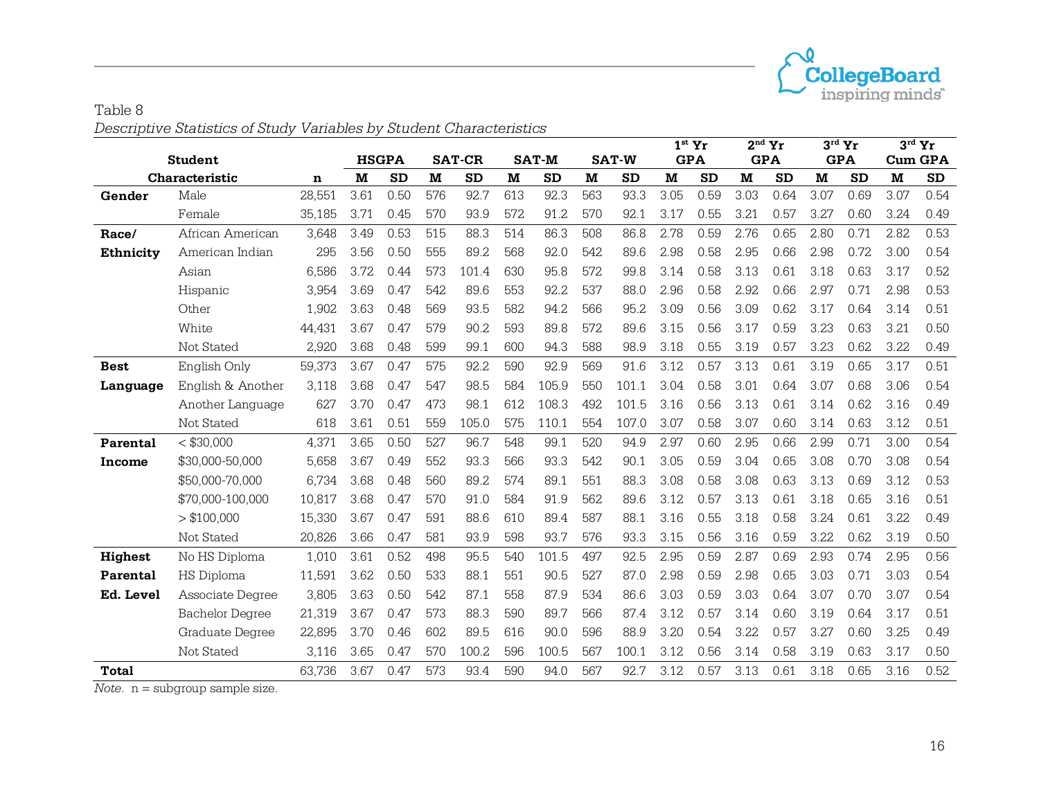Table 8

*Descriptive Statistics of Study Variables by Student Characteristics*

| Student Characteristic | | n | HSGPA | | SAT-CR | | SAT-M | | SAT-W | | 1st Yr GPA | | 2nd Yr GPA | | 3rd Yr GPA | | 3rd Yr Cum GPA | |
|---|---|---|---|---|---|---|---|---|---|---|---|---|---|---|---|---|---|---|
| | | | **M** | **SD** | **M** | **SD** | **M** | **SD** | **M** | **SD** | **M** | **SD** | **M** | **SD** | **M** | **SD** | **M** | **SD** |
| **Gender** | Male | 28,551 | 3.61 | 0.50 | 576 | 92.7 | 613 | 92.3 | 563 | 93.3 | 3.05 | 0.59 | 3.03 | 0.64 | 3.07 | 0.69 | 3.07 | 0.54 |
| | Female | 35,185 | 3.71 | 0.45 | 570 | 93.9 | 572 | 91.2 | 570 | 92.1 | 3.17 | 0.55 | 3.21 | 0.57 | 3.27 | 0.60 | 3.24 | 0.49 |
| **Race/ Ethnicity** | African American | 3,648 | 3.49 | 0.53 | 515 | 88.3 | 514 | 86.3 | 508 | 86.8 | 2.78 | 0.59 | 2.76 | 0.65 | 2.80 | 0.71 | 2.82 | 0.53 |
| | American Indian | 295 | 3.56 | 0.50 | 555 | 89.2 | 568 | 92.0 | 542 | 89.6 | 2.98 | 0.58 | 2.95 | 0.66 | 2.98 | 0.72 | 3.00 | 0.54 |
| | Asian | 6,586 | 3.72 | 0.44 | 573 | 101.4 | 630 | 95.8 | 572 | 99.8 | 3.14 | 0.58 | 3.13 | 0.61 | 3.18 | 0.63 | 3.17 | 0.52 |
| | Hispanic | 3,954 | 3.69 | 0.47 | 542 | 89.6 | 553 | 92.2 | 537 | 88.0 | 2.96 | 0.58 | 2.92 | 0.66 | 2.97 | 0.71 | 2.98 | 0.53 |
| | Other | 1,902 | 3.63 | 0.48 | 569 | 93.5 | 582 | 94.2 | 566 | 95.2 | 3.09 | 0.56 | 3.09 | 0.62 | 3.17 | 0.64 | 3.14 | 0.51 |
| | White | 44,431 | 3.67 | 0.47 | 579 | 90.2 | 593 | 89.8 | 572 | 89.6 | 3.15 | 0.56 | 3.17 | 0.59 | 3.23 | 0.63 | 3.21 | 0.50 |
| | Not Stated | 2,920 | 3.68 | 0.48 | 599 | 99.1 | 600 | 94.3 | 588 | 98.9 | 3.18 | 0.55 | 3.19 | 0.57 | 3.23 | 0.62 | 3.22 | 0.49 |
| **Best Language** | English Only | 59,373 | 3.67 | 0.47 | 575 | 92.2 | 590 | 92.9 | 569 | 91.6 | 3.12 | 0.57 | 3.13 | 0.61 | 3.19 | 0.65 | 3.17 | 0.51 |
| | English & Another | 3,118 | 3.68 | 0.47 | 547 | 98.5 | 584 | 105.9 | 550 | 101.1 | 3.04 | 0.58 | 3.01 | 0.64 | 3.07 | 0.68 | 3.06 | 0.54 |
| | Another Language | 627 | 3.70 | 0.47 | 473 | 98.1 | 612 | 108.3 | 492 | 101.5 | 3.16 | 0.56 | 3.13 | 0.61 | 3.14 | 0.62 | 3.16 | 0.49 |
| | Not Stated | 618 | 3.61 | 0.51 | 559 | 105.0 | 575 | 110.1 | 554 | 107.0 | 3.07 | 0.58 | 3.07 | 0.60 | 3.14 | 0.63 | 3.12 | 0.51 |
| **Parental Income** | < $30,000 | 4,371 | 3.65 | 0.50 | 527 | 96.7 | 548 | 99.1 | 520 | 94.9 | 2.97 | 0.60 | 2.95 | 0.66 | 2.99 | 0.71 | 3.00 | 0.54 |
| | $30,000-50,000 | 5,658 | 3.67 | 0.49 | 552 | 93.3 | 566 | 93.3 | 542 | 90.1 | 3.05 | 0.59 | 3.04 | 0.65 | 3.08 | 0.70 | 3.08 | 0.54 |
| | $50,000-70,000 | 6,734 | 3.68 | 0.48 | 560 | 89.2 | 574 | 89.1 | 551 | 88.3 | 3.08 | 0.58 | 3.08 | 0.63 | 3.13 | 0.69 | 3.12 | 0.53 |
| | $70,000-100,000 | 10,817 | 3.68 | 0.47 | 570 | 91.0 | 584 | 91.9 | 562 | 89.6 | 3.12 | 0.57 | 3.13 | 0.61 | 3.18 | 0.65 | 3.16 | 0.51 |
| | > $100,000 | 15,330 | 3.67 | 0.47 | 591 | 88.6 | 610 | 89.4 | 587 | 88.1 | 3.16 | 0.55 | 3.18 | 0.58 | 3.24 | 0.61 | 3.22 | 0.49 |
| | Not Stated | 20,826 | 3.66 | 0.47 | 581 | 93.9 | 598 | 93.7 | 576 | 93.3 | 3.15 | 0.56 | 3.16 | 0.59 | 3.22 | 0.62 | 3.19 | 0.50 |
| **Highest Parental Ed. Level** | No HS Diploma | 1,010 | 3.61 | 0.52 | 498 | 95.5 | 540 | 101.5 | 497 | 92.5 | 2.95 | 0.59 | 2.87 | 0.69 | 2.93 | 0.74 | 2.95 | 0.56 |
| | HS Diploma | 11,591 | 3.62 | 0.50 | 533 | 88.1 | 551 | 90.5 | 527 | 87.0 | 2.98 | 0.59 | 2.98 | 0.65 | 3.03 | 0.71 | 3.03 | 0.54 |
| | Associate Degree | 3,805 | 3.63 | 0.50 | 542 | 87.1 | 558 | 87.9 | 534 | 86.6 | 3.03 | 0.59 | 3.03 | 0.64 | 3.07 | 0.70 | 3.07 | 0.54 |
| | Bachelor Degree | 21,319 | 3.67 | 0.47 | 573 | 88.3 | 590 | 89.7 | 566 | 87.4 | 3.12 | 0.57 | 3.14 | 0.60 | 3.19 | 0.64 | 3.17 | 0.51 |
| | Graduate Degree | 22,895 | 3.70 | 0.46 | 602 | 89.5 | 616 | 90.0 | 596 | 88.9 | 3.20 | 0.54 | 3.22 | 0.57 | 3.27 | 0.60 | 3.25 | 0.49 |
| | Not Stated | 3,116 | 3.65 | 0.47 | 570 | 100.2 | 596 | 100.5 | 567 | 100.1 | 3.12 | 0.56 | 3.14 | 0.58 | 3.19 | 0.63 | 3.17 | 0.50 |
| **Total** | | 63,736 | 3.67 | 0.47 | 573 | 93.4 | 590 | 94.0 | 567 | 92.7 | 3.12 | 0.57 | 3.13 | 0.61 | 3.18 | 0.65 | 3.16 | 0.52 |

*Note.* n = subgroup sample size.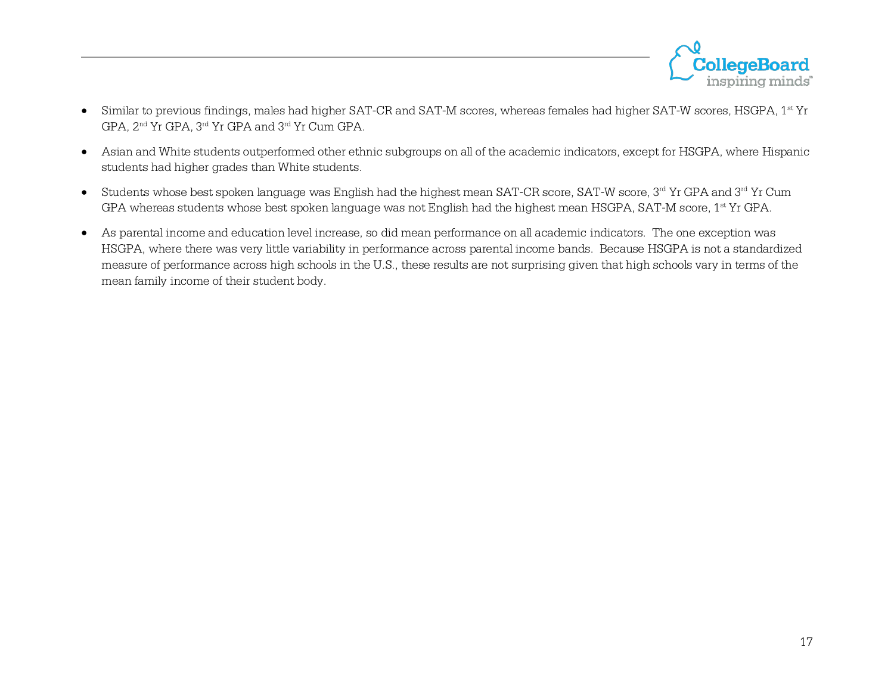- Similar to previous findings, males had higher SAT-CR and SAT-M scores, whereas females had higher SAT-W scores, HSGPA, 1st Yr GPA, 2nd Yr GPA, 3rd Yr GPA and 3rd Yr Cum GPA.
- Asian and White students outperformed other ethnic subgroups on all of the academic indicators, except for HSGPA, where Hispanic students had higher grades than White students.
- Students whose best spoken language was English had the highest mean SAT-CR score, SAT-W score, 3rd Yr GPA and 3rd Yr Cum GPA whereas students whose best spoken language was not English had the highest mean HSGPA, SAT-M score, 1st Yr GPA.
- As parental income and education level increase, so did mean performance on all academic indicators. The one exception was HSGPA, where there was very little variability in performance across parental income bands. Because HSGPA is not a standardized measure of performance across high schools in the U.S., these results are not surprising given that high schools vary in terms of the mean family income of their student body.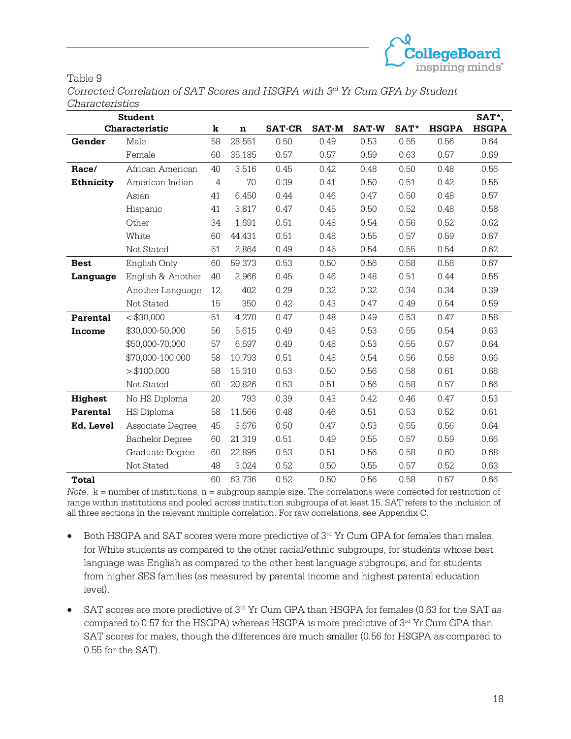Table 9

*Corrected Correlation of SAT Scores and HSGPA with 3rd Yr Cum GPA by Student Characteristics*

| Student Characteristic | | k | n | SAT-CR | SAT-M | SAT-W | SAT* | HSGPA | SAT*, HSGPA |
|---|---|---|---|---|---|---|---|---|---|
| **Gender** | Male | 58 | 28,551 | 0.50 | 0.49 | 0.53 | 0.55 | 0.56 | 0.64 |
| | Female | 60 | 35,185 | 0.57 | 0.57 | 0.59 | 0.63 | 0.57 | 0.69 |
| **Race/ Ethnicity** | African American | 40 | 3,516 | 0.45 | 0.42 | 0.48 | 0.50 | 0.48 | 0.56 |
| | American Indian | 4 | 70 | 0.39 | 0.41 | 0.50 | 0.51 | 0.42 | 0.55 |
| | Asian | 41 | 6,450 | 0.44 | 0.46 | 0.47 | 0.50 | 0.48 | 0.57 |
| | Hispanic | 41 | 3,817 | 0.47 | 0.45 | 0.50 | 0.52 | 0.48 | 0.58 |
| | Other | 34 | 1,691 | 0.51 | 0.48 | 0.54 | 0.56 | 0.52 | 0.62 |
| | White | 60 | 44,431 | 0.51 | 0.48 | 0.55 | 0.57 | 0.59 | 0.67 |
| | Not Stated | 51 | 2,864 | 0.49 | 0.45 | 0.54 | 0.55 | 0.54 | 0.62 |
| **Best Language** | English Only | 60 | 59,373 | 0.53 | 0.50 | 0.56 | 0.58 | 0.58 | 0.67 |
| | English & Another | 40 | 2,966 | 0.45 | 0.46 | 0.48 | 0.51 | 0.44 | 0.55 |
| | Another Language | 12 | 402 | 0.29 | 0.32 | 0.32 | 0.34 | 0.34 | 0.39 |
| | Not Stated | 15 | 350 | 0.42 | 0.43 | 0.47 | 0.49 | 0.54 | 0.59 |
| **Parental Income** | < $30,000 | 51 | 4,270 | 0.47 | 0.48 | 0.49 | 0.53 | 0.47 | 0.58 |
| | $30,000-50,000 | 56 | 5,615 | 0.49 | 0.48 | 0.53 | 0.55 | 0.54 | 0.63 |
| | $50,000-70,000 | 57 | 6,697 | 0.49 | 0.48 | 0.53 | 0.55 | 0.57 | 0.64 |
| | $70,000-100,000 | 58 | 10,793 | 0.51 | 0.48 | 0.54 | 0.56 | 0.58 | 0.66 |
| | > $100,000 | 58 | 15,310 | 0.53 | 0.50 | 0.56 | 0.58 | 0.61 | 0.68 |
| | Not Stated | 60 | 20,826 | 0.53 | 0.51 | 0.56 | 0.58 | 0.57 | 0.66 |
| **Highest Parental Ed. Level** | No HS Diploma | 20 | 793 | 0.39 | 0.43 | 0.42 | 0.46 | 0.47 | 0.53 |
| | HS Diploma | 58 | 11,566 | 0.48 | 0.46 | 0.51 | 0.53 | 0.52 | 0.61 |
| | Associate Degree | 45 | 3,676 | 0.50 | 0.47 | 0.53 | 0.55 | 0.56 | 0.64 |
| | Bachelor Degree | 60 | 21,319 | 0.51 | 0.49 | 0.55 | 0.57 | 0.59 | 0.66 |
| | Graduate Degree | 60 | 22,895 | 0.53 | 0.51 | 0.56 | 0.58 | 0.60 | 0.68 |
| | Not Stated | 48 | 3,024 | 0.52 | 0.50 | 0.55 | 0.57 | 0.52 | 0.63 |
| **Total** | | 60 | 63,736 | 0.52 | 0.50 | 0.56 | 0.58 | 0.57 | 0.66 |

*Note*. k = number of institutions, n = subgroup sample size. The correlations were corrected for restriction of range within institutions and pooled across institution subgroups of at least 15. SAT refers to the inclusion of all three sections in the relevant multiple correlation. For raw correlations, see Appendix C.

- Both HSGPA and SAT scores were more predictive of 3rd Yr Cum GPA for females than males, for White students as compared to the other racial/ethnic subgroups, for students whose best language was English as compared to the other best language subgroups, and for students from higher SES families (as measured by parental income and highest parental education level).
- SAT scores are more predictive of 3rd Yr Cum GPA than HSGPA for females (0.63 for the SAT as compared to 0.57 for the HSGPA) whereas HSGPA is more predictive of 3rd Yr Cum GPA than SAT scores for males, though the differences are much smaller (0.56 for HSGPA as compared to 0.55 for the SAT).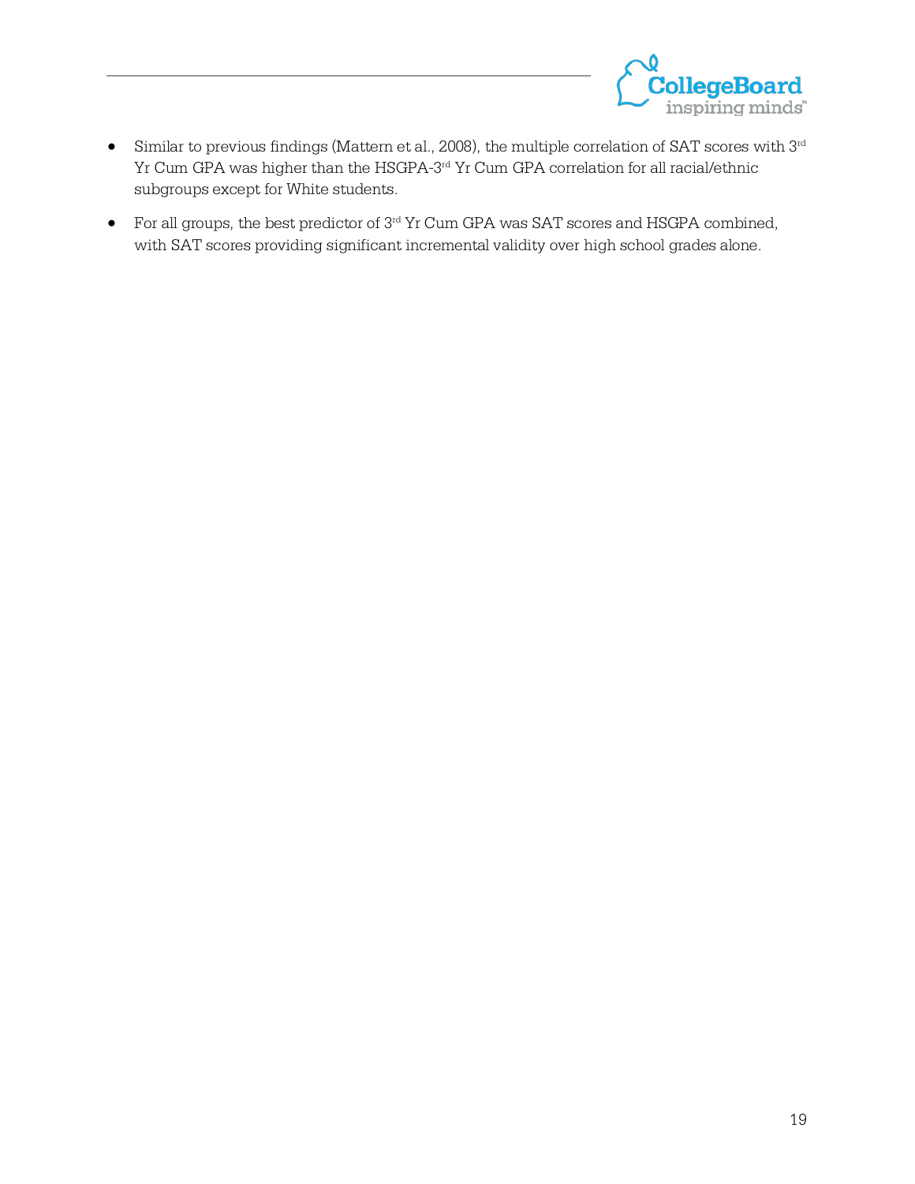- Similar to previous findings (Mattern et al., 2008), the multiple correlation of SAT scores with 3rd Yr Cum GPA was higher than the HSGPA-3rd Yr Cum GPA correlation for all racial/ethnic subgroups except for White students.
- For all groups, the best predictor of 3rd Yr Cum GPA was SAT scores and HSGPA combined, with SAT scores providing significant incremental validity over high school grades alone.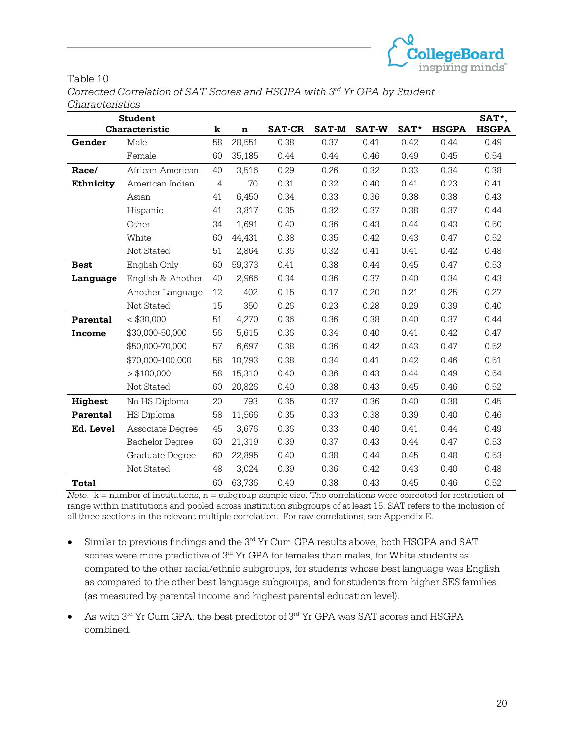Table 10

*Corrected Correlation of SAT Scores and HSGPA with 3rd Yr GPA by Student Characteristics*

| Student Characteristic | | k | n | SAT-CR | SAT-M | SAT-W | SAT* | HSGPA | SAT*, HSGPA |
|---|---|---|---|---|---|---|---|---|---|
| **Gender** | Male | 58 | 28,551 | 0.38 | 0.37 | 0.41 | 0.42 | 0.44 | 0.49 |
| | Female | 60 | 35,185 | 0.44 | 0.44 | 0.46 | 0.49 | 0.45 | 0.54 |
| **Race/ Ethnicity** | African American | 40 | 3,516 | 0.29 | 0.26 | 0.32 | 0.33 | 0.34 | 0.38 |
| | American Indian | 4 | 70 | 0.31 | 0.32 | 0.40 | 0.41 | 0.23 | 0.41 |
| | Asian | 41 | 6,450 | 0.34 | 0.33 | 0.36 | 0.38 | 0.38 | 0.43 |
| | Hispanic | 41 | 3,817 | 0.35 | 0.32 | 0.37 | 0.38 | 0.37 | 0.44 |
| | Other | 34 | 1,691 | 0.40 | 0.36 | 0.43 | 0.44 | 0.43 | 0.50 |
| | White | 60 | 44,431 | 0.38 | 0.35 | 0.42 | 0.43 | 0.47 | 0.52 |
| | Not Stated | 51 | 2,864 | 0.36 | 0.32 | 0.41 | 0.41 | 0.42 | 0.48 |
| **Best Language** | English Only | 60 | 59,373 | 0.41 | 0.38 | 0.44 | 0.45 | 0.47 | 0.53 |
| | English & Another | 40 | 2,966 | 0.34 | 0.36 | 0.37 | 0.40 | 0.34 | 0.43 |
| | Another Language | 12 | 402 | 0.15 | 0.17 | 0.20 | 0.21 | 0.25 | 0.27 |
| | Not Stated | 15 | 350 | 0.26 | 0.23 | 0.28 | 0.29 | 0.39 | 0.40 |
| **Parental Income** | < $30,000 | 51 | 4,270 | 0.36 | 0.36 | 0.38 | 0.40 | 0.37 | 0.44 |
| | $30,000-50,000 | 56 | 5,615 | 0.36 | 0.34 | 0.40 | 0.41 | 0.42 | 0.47 |
| | $50,000-70,000 | 57 | 6,697 | 0.38 | 0.36 | 0.42 | 0.43 | 0.47 | 0.52 |
| | $70,000-100,000 | 58 | 10,793 | 0.38 | 0.34 | 0.41 | 0.42 | 0.46 | 0.51 |
| | > $100,000 | 58 | 15,310 | 0.40 | 0.36 | 0.43 | 0.44 | 0.49 | 0.54 |
| | Not Stated | 60 | 20,826 | 0.40 | 0.38 | 0.43 | 0.45 | 0.46 | 0.52 |
| **Highest Parental Ed. Level** | No HS Diploma | 20 | 793 | 0.35 | 0.37 | 0.36 | 0.40 | 0.38 | 0.45 |
| | HS Diploma | 58 | 11,566 | 0.35 | 0.33 | 0.38 | 0.39 | 0.40 | 0.46 |
| | Associate Degree | 45 | 3,676 | 0.36 | 0.33 | 0.40 | 0.41 | 0.44 | 0.49 |
| | Bachelor Degree | 60 | 21,319 | 0.39 | 0.37 | 0.43 | 0.44 | 0.47 | 0.53 |
| | Graduate Degree | 60 | 22,895 | 0.40 | 0.38 | 0.44 | 0.45 | 0.48 | 0.53 |
| | Not Stated | 48 | 3,024 | 0.39 | 0.36 | 0.42 | 0.43 | 0.40 | 0.48 |
| **Total** | | 60 | 63,736 | 0.40 | 0.38 | 0.43 | 0.45 | 0.46 | 0.52 |

*Note*. k = number of institutions, n = subgroup sample size. The correlations were corrected for restriction of range within institutions and pooled across institution subgroups of at least 15. SAT refers to the inclusion of all three sections in the relevant multiple correlation. For raw correlations, see Appendix E.

- Similar to previous findings and the 3rd Yr Cum GPA results above, both HSGPA and SAT scores were more predictive of 3rd Yr GPA for females than males, for White students as compared to the other racial/ethnic subgroups, for students whose best language was English as compared to the other best language subgroups, and for students from higher SES families (as measured by parental income and highest parental education level).
- As with 3rd Yr Cum GPA, the best predictor of 3rd Yr GPA was SAT scores and HSGPA combined.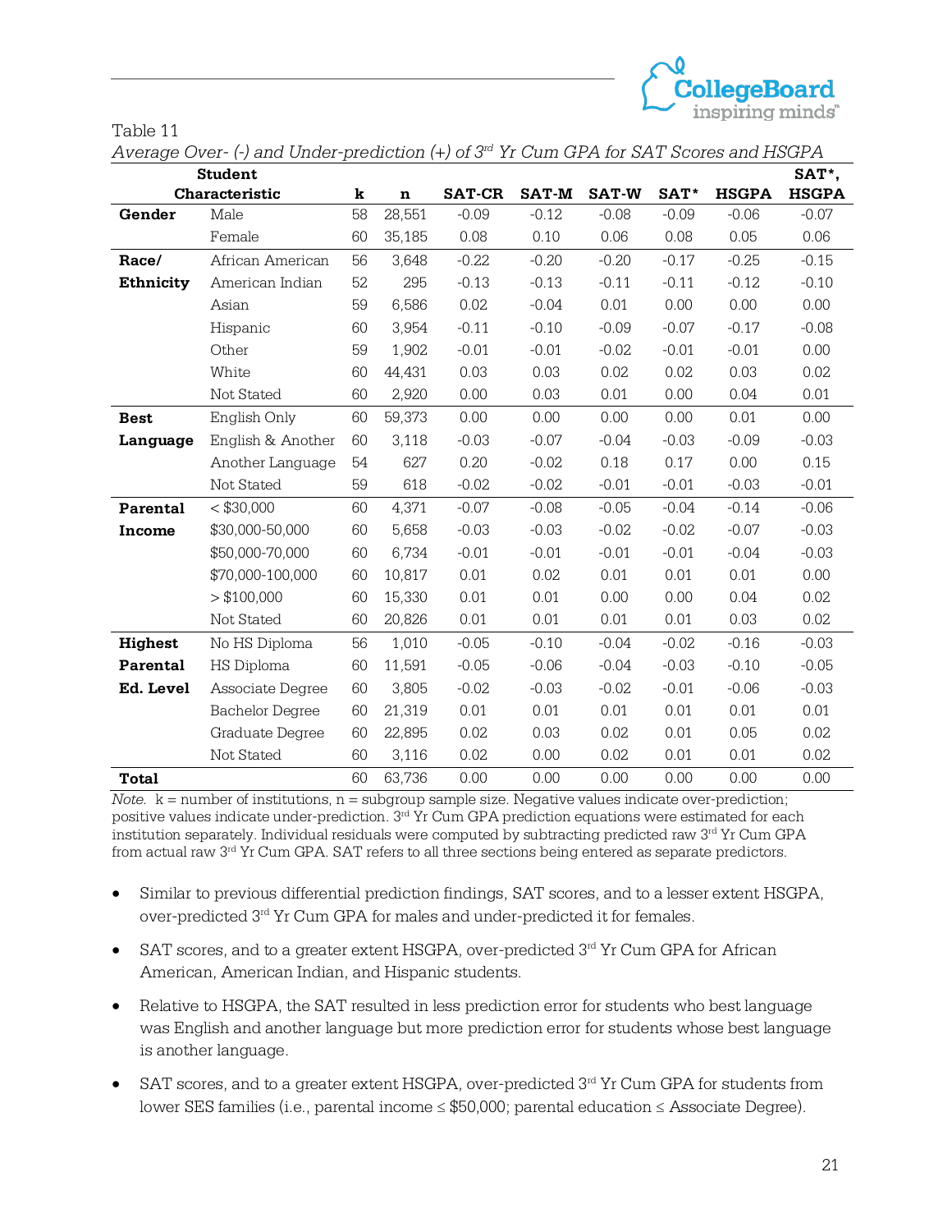Table 11

*Average Over- (-) and Under-prediction (+) of 3rd Yr Cum GPA for SAT Scores and HSGPA*

| Student Characteristic | | k | n | SAT-CR | SAT-M | SAT-W | SAT* | HSGPA | SAT*, HSGPA |
|---|---|---|---|---|---|---|---|---|---|
| **Gender** | Male | 58 | 28,551 | -0.09 | -0.12 | -0.08 | -0.09 | -0.06 | -0.07 |
| | Female | 60 | 35,185 | 0.08 | 0.10 | 0.06 | 0.08 | 0.05 | 0.06 |
| **Race/ Ethnicity** | African American | 56 | 3,648 | -0.22 | -0.20 | -0.20 | -0.17 | -0.25 | -0.15 |
| | American Indian | 52 | 295 | -0.13 | -0.13 | -0.11 | -0.11 | -0.12 | -0.10 |
| | Asian | 59 | 6,586 | 0.02 | -0.04 | 0.01 | 0.00 | 0.00 | 0.00 |
| | Hispanic | 60 | 3,954 | -0.11 | -0.10 | -0.09 | -0.07 | -0.17 | -0.08 |
| | Other | 59 | 1,902 | -0.01 | -0.01 | -0.02 | -0.01 | -0.01 | 0.00 |
| | White | 60 | 44,431 | 0.03 | 0.03 | 0.02 | 0.02 | 0.03 | 0.02 |
| | Not Stated | 60 | 2,920 | 0.00 | 0.03 | 0.01 | 0.00 | 0.04 | 0.01 |
| **Best Language** | English Only | 60 | 59,373 | 0.00 | 0.00 | 0.00 | 0.00 | 0.01 | 0.00 |
| | English & Another | 60 | 3,118 | -0.03 | -0.07 | -0.04 | -0.03 | -0.09 | -0.03 |
| | Another Language | 54 | 627 | 0.20 | -0.02 | 0.18 | 0.17 | 0.00 | 0.15 |
| | Not Stated | 59 | 618 | -0.02 | -0.02 | -0.01 | -0.01 | -0.03 | -0.01 |
| **Parental Income** | < $30,000 | 60 | 4,371 | -0.07 | -0.08 | -0.05 | -0.04 | -0.14 | -0.06 |
| | $30,000-50,000 | 60 | 5,658 | -0.03 | -0.03 | -0.02 | -0.02 | -0.07 | -0.03 |
| | $50,000-70,000 | 60 | 6,734 | -0.01 | -0.01 | -0.01 | -0.01 | -0.04 | -0.03 |
| | $70,000-100,000 | 60 | 10,817 | 0.01 | 0.02 | 0.01 | 0.01 | 0.01 | 0.00 |
| | > $100,000 | 60 | 15,330 | 0.01 | 0.01 | 0.00 | 0.00 | 0.04 | 0.02 |
| | Not Stated | 60 | 20,826 | 0.01 | 0.01 | 0.01 | 0.01 | 0.03 | 0.02 |
| **Highest Parental Ed. Level** | No HS Diploma | 56 | 1,010 | -0.05 | -0.10 | -0.04 | -0.02 | -0.16 | -0.03 |
| | HS Diploma | 60 | 11,591 | -0.05 | -0.06 | -0.04 | -0.03 | -0.10 | -0.05 |
| | Associate Degree | 60 | 3,805 | -0.02 | -0.03 | -0.02 | -0.01 | -0.06 | -0.03 |
| | Bachelor Degree | 60 | 21,319 | 0.01 | 0.01 | 0.01 | 0.01 | 0.01 | 0.01 |
| | Graduate Degree | 60 | 22,895 | 0.02 | 0.03 | 0.02 | 0.01 | 0.05 | 0.02 |
| | Not Stated | 60 | 3,116 | 0.02 | 0.00 | 0.02 | 0.01 | 0.01 | 0.02 |
| **Total** | | 60 | 63,736 | 0.00 | 0.00 | 0.00 | 0.00 | 0.00 | 0.00 |

*Note.* k = number of institutions, n = subgroup sample size. Negative values indicate over-prediction; positive values indicate under-prediction. 3rd Yr Cum GPA prediction equations were estimated for each institution separately. Individual residuals were computed by subtracting predicted raw 3rd Yr Cum GPA from actual raw 3rd Yr Cum GPA. SAT refers to all three sections being entered as separate predictors.

- Similar to previous differential prediction findings, SAT scores, and to a lesser extent HSGPA, over-predicted 3rd Yr Cum GPA for males and under-predicted it for females.
- SAT scores, and to a greater extent HSGPA, over-predicted 3rd Yr Cum GPA for African American, American Indian, and Hispanic students.
- Relative to HSGPA, the SAT resulted in less prediction error for students who best language was English and another language but more prediction error for students whose best language is another language.
- SAT scores, and to a greater extent HSGPA, over-predicted 3rd Yr Cum GPA for students from lower SES families (i.e., parental income ≤ $50,000; parental education ≤ Associate Degree).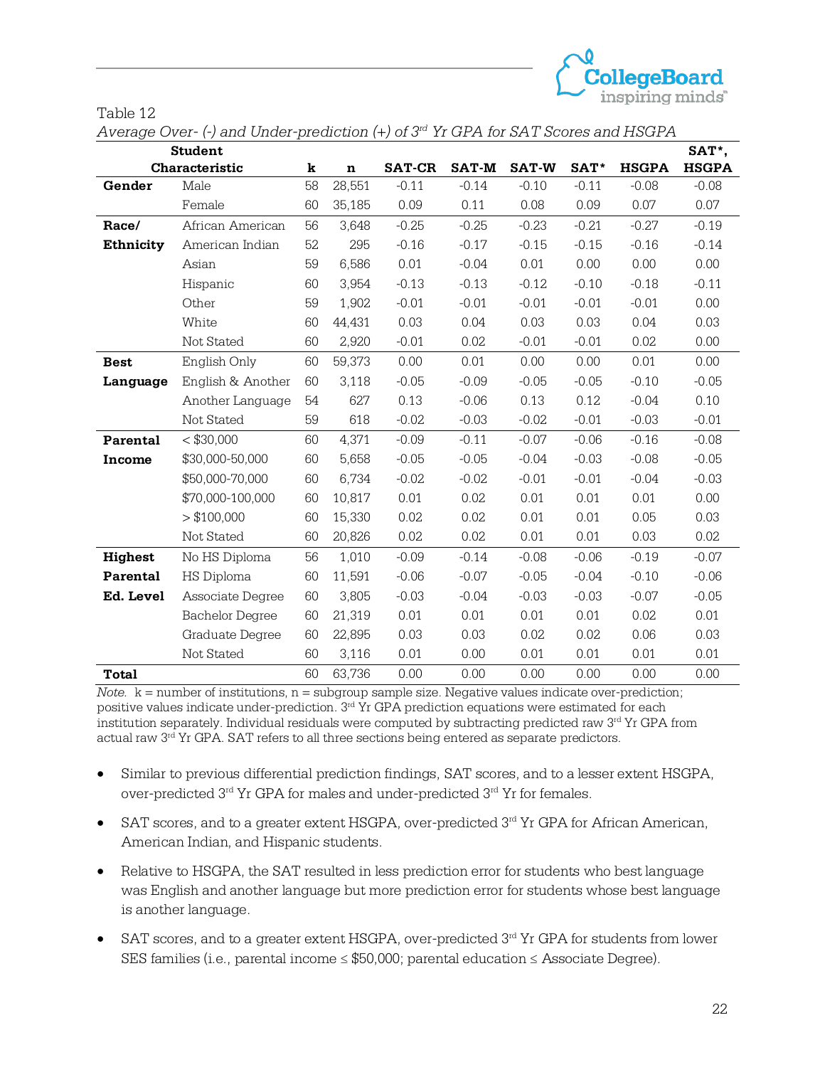Table 12

*Average Over- (-) and Under-prediction (+) of 3rd Yr GPA for SAT Scores and HSGPA*

| Student Characteristic | | k | n | SAT-CR | SAT-M | SAT-W | SAT* | HSGPA | SAT*, HSGPA |
|---|---|---|---|---|---|---|---|---|---|
| **Gender** | Male | 58 | 28,551 | -0.11 | -0.14 | -0.10 | -0.11 | -0.08 | -0.08 |
| | Female | 60 | 35,185 | 0.09 | 0.11 | 0.08 | 0.09 | 0.07 | 0.07 |
| **Race/ Ethnicity** | African American | 56 | 3,648 | -0.25 | -0.25 | -0.23 | -0.21 | -0.27 | -0.19 |
| | American Indian | 52 | 295 | -0.16 | -0.17 | -0.15 | -0.15 | -0.16 | -0.14 |
| | Asian | 59 | 6,586 | 0.01 | -0.04 | 0.01 | 0.00 | 0.00 | 0.00 |
| | Hispanic | 60 | 3,954 | -0.13 | -0.13 | -0.12 | -0.10 | -0.18 | -0.11 |
| | Other | 59 | 1,902 | -0.01 | -0.01 | -0.01 | -0.01 | -0.01 | 0.00 |
| | White | 60 | 44,431 | 0.03 | 0.04 | 0.03 | 0.03 | 0.04 | 0.03 |
| | Not Stated | 60 | 2,920 | -0.01 | 0.02 | -0.01 | -0.01 | 0.02 | 0.00 |
| **Best Language** | English Only | 60 | 59,373 | 0.00 | 0.01 | 0.00 | 0.00 | 0.01 | 0.00 |
| | English & Another | 60 | 3,118 | -0.05 | -0.09 | -0.05 | -0.05 | -0.10 | -0.05 |
| | Another Language | 54 | 627 | 0.13 | -0.06 | 0.13 | 0.12 | -0.04 | 0.10 |
| | Not Stated | 59 | 618 | -0.02 | -0.03 | -0.02 | -0.01 | -0.03 | -0.01 |
| **Parental Income** | < $30,000 | 60 | 4,371 | -0.09 | -0.11 | -0.07 | -0.06 | -0.16 | -0.08 |
| | $30,000-50,000 | 60 | 5,658 | -0.05 | -0.05 | -0.04 | -0.03 | -0.08 | -0.05 |
| | $50,000-70,000 | 60 | 6,734 | -0.02 | -0.02 | -0.01 | -0.01 | -0.04 | -0.03 |
| | $70,000-100,000 | 60 | 10,817 | 0.01 | 0.02 | 0.01 | 0.01 | 0.01 | 0.00 |
| | > $100,000 | 60 | 15,330 | 0.02 | 0.02 | 0.01 | 0.01 | 0.05 | 0.03 |
| | Not Stated | 60 | 20,826 | 0.02 | 0.02 | 0.01 | 0.01 | 0.03 | 0.02 |
| **Highest Parental Ed. Level** | No HS Diploma | 56 | 1,010 | -0.09 | -0.14 | -0.08 | -0.06 | -0.19 | -0.07 |
| | HS Diploma | 60 | 11,591 | -0.06 | -0.07 | -0.05 | -0.04 | -0.10 | -0.06 |
| | Associate Degree | 60 | 3,805 | -0.03 | -0.04 | -0.03 | -0.03 | -0.07 | -0.05 |
| | Bachelor Degree | 60 | 21,319 | 0.01 | 0.01 | 0.01 | 0.01 | 0.02 | 0.01 |
| | Graduate Degree | 60 | 22,895 | 0.03 | 0.03 | 0.02 | 0.02 | 0.06 | 0.03 |
| | Not Stated | 60 | 3,116 | 0.01 | 0.00 | 0.01 | 0.01 | 0.01 | 0.01 |
| **Total** | | 60 | 63,736 | 0.00 | 0.00 | 0.00 | 0.00 | 0.00 | 0.00 |

*Note.* k = number of institutions, n = subgroup sample size. Negative values indicate over-prediction; positive values indicate under-prediction. 3rd Yr GPA prediction equations were estimated for each institution separately. Individual residuals were computed by subtracting predicted raw 3rd Yr GPA from actual raw 3rd Yr GPA. SAT refers to all three sections being entered as separate predictors.

- Similar to previous differential prediction findings, SAT scores, and to a lesser extent HSGPA, over-predicted 3rd Yr GPA for males and under-predicted 3rd Yr for females.
- SAT scores, and to a greater extent HSGPA, over-predicted 3rd Yr GPA for African American, American Indian, and Hispanic students.
- Relative to HSGPA, the SAT resulted in less prediction error for students who best language was English and another language but more prediction error for students whose best language is another language.
- SAT scores, and to a greater extent HSGPA, over-predicted 3rd Yr GPA for students from lower SES families (i.e., parental income ≤ $50,000; parental education ≤ Associate Degree).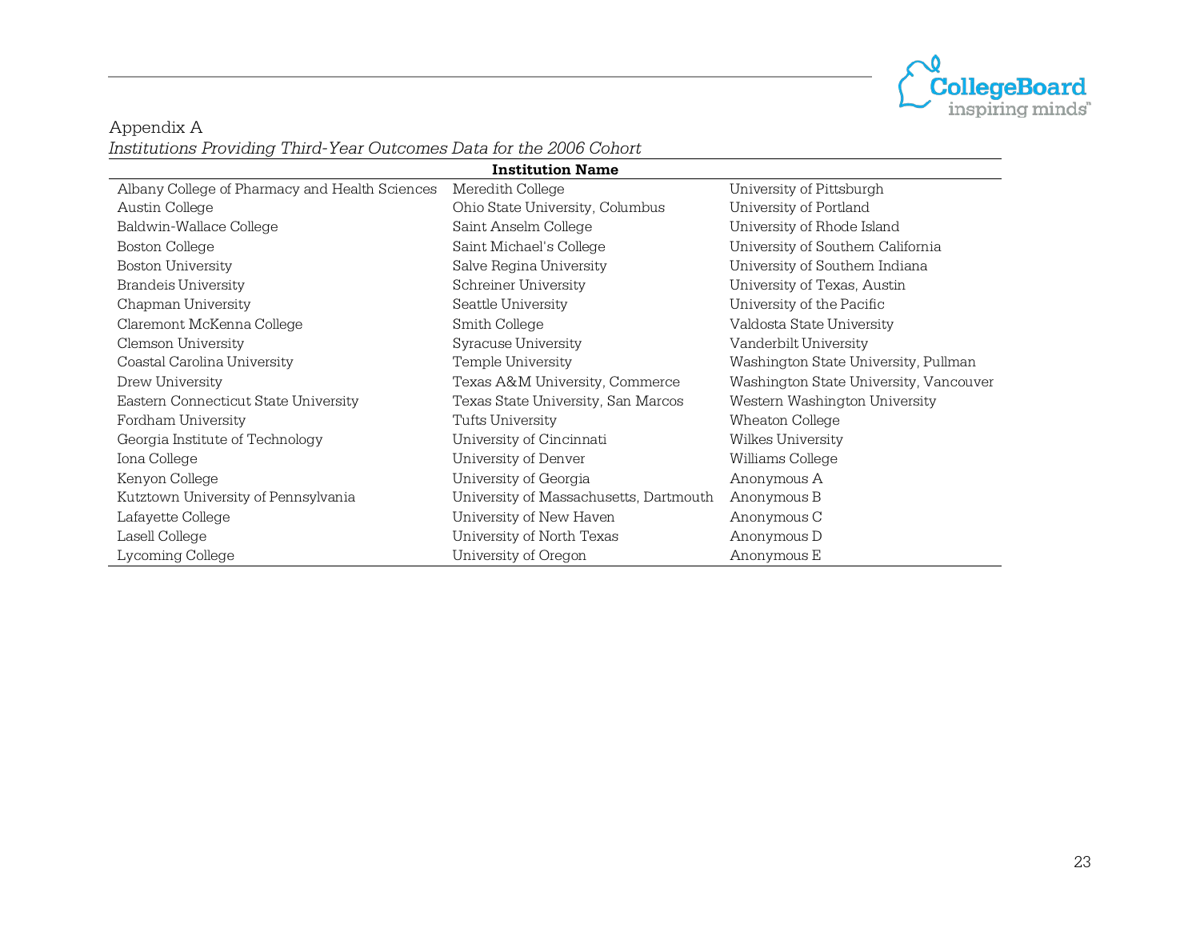Appendix A

*Institutions Providing Third-Year Outcomes Data for the 2006 Cohort*

| **Institution Name** | | |
|---|---|---|
| Albany College of Pharmacy and Health Sciences | Meredith College | University of Pittsburgh |
| Austin College | Ohio State University, Columbus | University of Portland |
| Baldwin-Wallace College | Saint Anselm College | University of Rhode Island |
| Boston College | Saint Michael's College | University of Southern California |
| Boston University | Salve Regina University | University of Southern Indiana |
| Brandeis University | Schreiner University | University of Texas, Austin |
| Chapman University | Seattle University | University of the Pacific |
| Claremont McKenna College | Smith College | Valdosta State University |
| Clemson University | Syracuse University | Vanderbilt University |
| Coastal Carolina University | Temple University | Washington State University, Pullman |
| Drew University | Texas A&M University, Commerce | Washington State University, Vancouver |
| Eastern Connecticut State University | Texas State University, San Marcos | Western Washington University |
| Fordham University | Tufts University | Wheaton College |
| Georgia Institute of Technology | University of Cincinnati | Wilkes University |
| Iona College | University of Denver | Williams College |
| Kenyon College | University of Georgia | Anonymous A |
| Kutztown University of Pennsylvania | University of Massachusetts, Dartmouth | Anonymous B |
| Lafayette College | University of New Haven | Anonymous C |
| Lasell College | University of North Texas | Anonymous D |
| Lycoming College | University of Oregon | Anonymous E |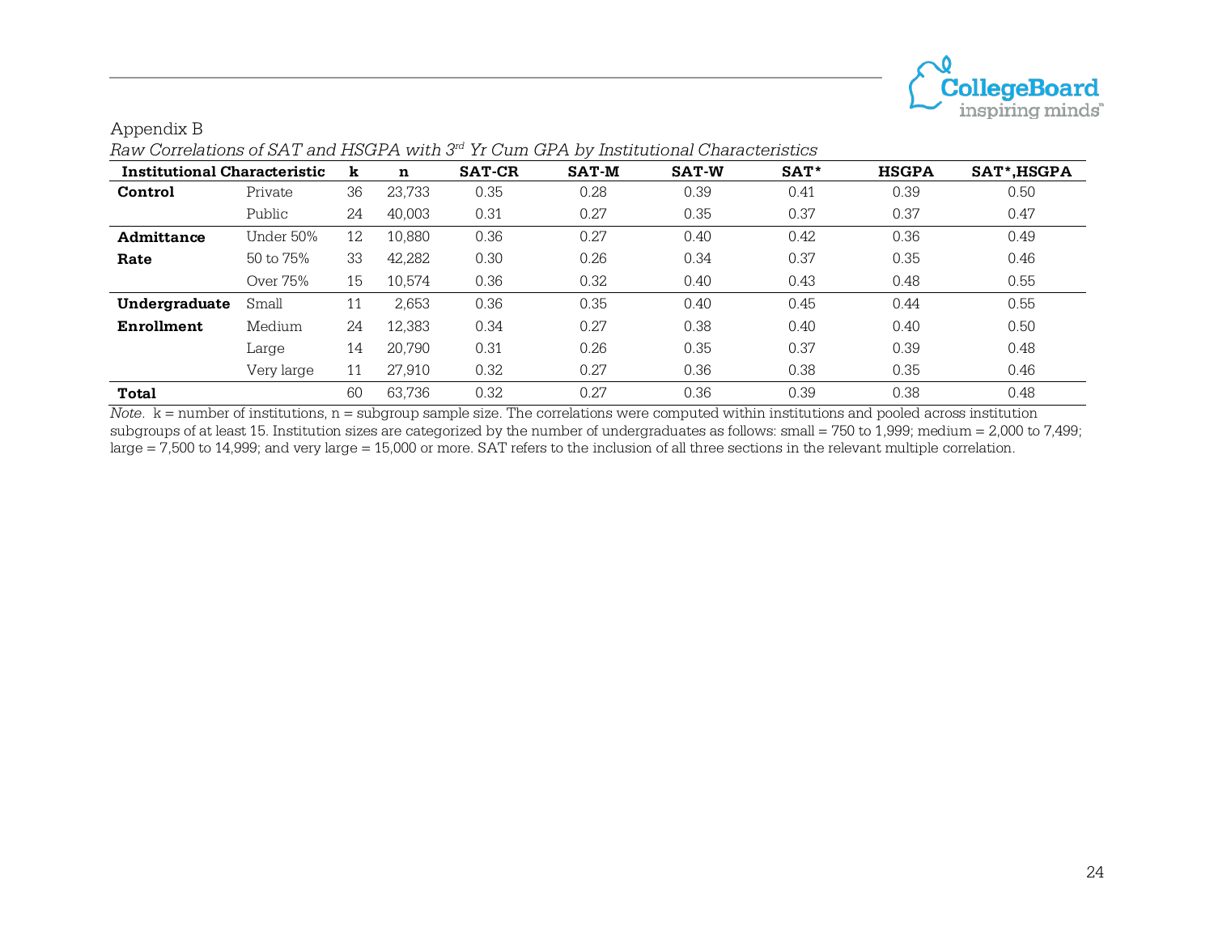Appendix B

*Raw Correlations of SAT and HSGPA with 3rd Yr Cum GPA by Institutional Characteristics*

| Institutional Characteristic | | k | n | SAT-CR | SAT-M | SAT-W | SAT* | HSGPA | SAT*,HSGPA |
|---|---|---|---|---|---|---|---|---|---|
| **Control** | Private | 36 | 23,733 | 0.35 | 0.28 | 0.39 | 0.41 | 0.39 | 0.50 |
| | Public | 24 | 40,003 | 0.31 | 0.27 | 0.35 | 0.37 | 0.37 | 0.47 |
| **Admittance Rate** | Under 50% | 12 | 10,880 | 0.36 | 0.27 | 0.40 | 0.42 | 0.36 | 0.49 |
| | 50 to 75% | 33 | 42,282 | 0.30 | 0.26 | 0.34 | 0.37 | 0.35 | 0.46 |
| | Over 75% | 15 | 10,574 | 0.36 | 0.32 | 0.40 | 0.43 | 0.48 | 0.55 |
| **Undergraduate Enrollment** | Small | 11 | 2,653 | 0.36 | 0.35 | 0.40 | 0.45 | 0.44 | 0.55 |
| | Medium | 24 | 12,383 | 0.34 | 0.27 | 0.38 | 0.40 | 0.40 | 0.50 |
| | Large | 14 | 20,790 | 0.31 | 0.26 | 0.35 | 0.37 | 0.39 | 0.48 |
| | Very large | 11 | 27,910 | 0.32 | 0.27 | 0.36 | 0.38 | 0.35 | 0.46 |
| **Total** | | 60 | 63,736 | 0.32 | 0.27 | 0.36 | 0.39 | 0.38 | 0.48 |

*Note*. k = number of institutions, n = subgroup sample size. The correlations were computed within institutions and pooled across institution subgroups of at least 15. Institution sizes are categorized by the number of undergraduates as follows: small = 750 to 1,999; medium = 2,000 to 7,499; large = 7,500 to 14,999; and very large = 15,000 or more. SAT refers to the inclusion of all three sections in the relevant multiple correlation.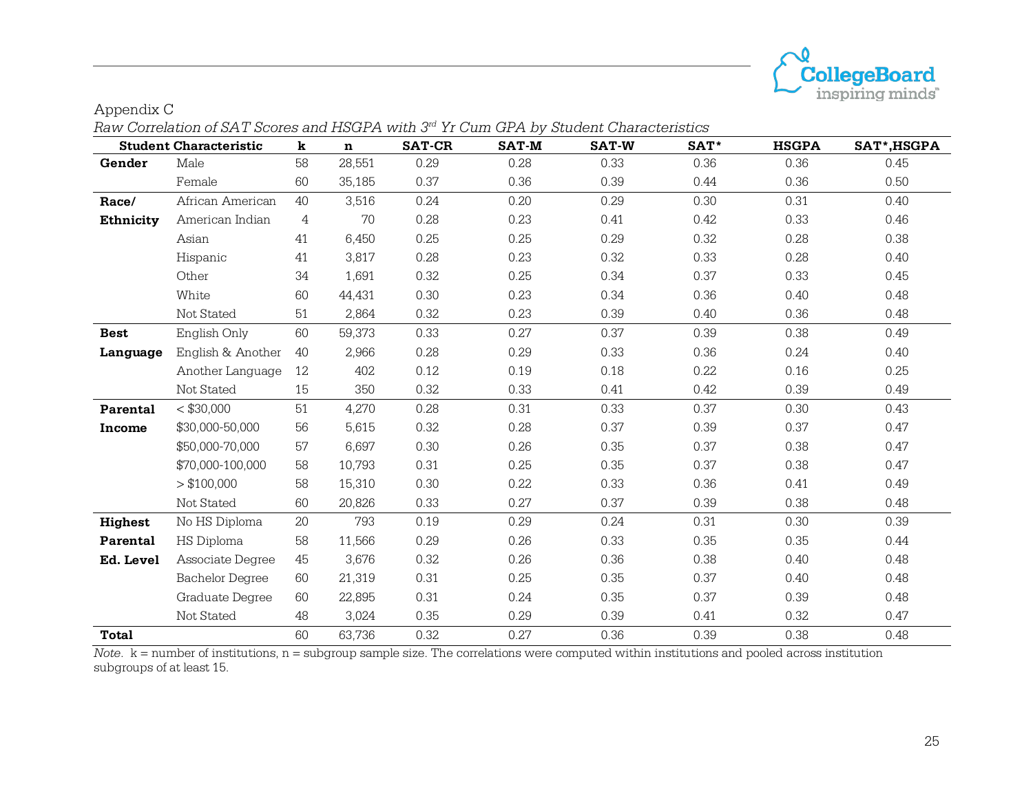Appendix C

*Raw Correlation of SAT Scores and HSGPA with 3rd Yr Cum GPA by Student Characteristics*

| Student Characteristic | | k | n | SAT-CR | SAT-M | SAT-W | SAT* | HSGPA | SAT*,HSGPA |
|---|---|---|---|---|---|---|---|---|---|
| **Gender** | Male | 58 | 28,551 | 0.29 | 0.28 | 0.33 | 0.36 | 0.36 | 0.45 |
| | Female | 60 | 35,185 | 0.37 | 0.36 | 0.39 | 0.44 | 0.36 | 0.50 |
| **Race/ Ethnicity** | African American | 40 | 3,516 | 0.24 | 0.20 | 0.29 | 0.30 | 0.31 | 0.40 |
| | American Indian | 4 | 70 | 0.28 | 0.23 | 0.41 | 0.42 | 0.33 | 0.46 |
| | Asian | 41 | 6,450 | 0.25 | 0.25 | 0.29 | 0.32 | 0.28 | 0.38 |
| | Hispanic | 41 | 3,817 | 0.28 | 0.23 | 0.32 | 0.33 | 0.28 | 0.40 |
| | Other | 34 | 1,691 | 0.32 | 0.25 | 0.34 | 0.37 | 0.33 | 0.45 |
| | White | 60 | 44,431 | 0.30 | 0.23 | 0.34 | 0.36 | 0.40 | 0.48 |
| | Not Stated | 51 | 2,864 | 0.32 | 0.23 | 0.39 | 0.40 | 0.36 | 0.48 |
| **Best Language** | English Only | 60 | 59,373 | 0.33 | 0.27 | 0.37 | 0.39 | 0.38 | 0.49 |
| | English & Another | 40 | 2,966 | 0.28 | 0.29 | 0.33 | 0.36 | 0.24 | 0.40 |
| | Another Language | 12 | 402 | 0.12 | 0.19 | 0.18 | 0.22 | 0.16 | 0.25 |
| | Not Stated | 15 | 350 | 0.32 | 0.33 | 0.41 | 0.42 | 0.39 | 0.49 |
| **Parental Income** | < $30,000 | 51 | 4,270 | 0.28 | 0.31 | 0.33 | 0.37 | 0.30 | 0.43 |
| | $30,000-50,000 | 56 | 5,615 | 0.32 | 0.28 | 0.37 | 0.39 | 0.37 | 0.47 |
| | $50,000-70,000 | 57 | 6,697 | 0.30 | 0.26 | 0.35 | 0.37 | 0.38 | 0.47 |
| | $70,000-100,000 | 58 | 10,793 | 0.31 | 0.25 | 0.35 | 0.37 | 0.38 | 0.47 |
| | > $100,000 | 58 | 15,310 | 0.30 | 0.22 | 0.33 | 0.36 | 0.41 | 0.49 |
| | Not Stated | 60 | 20,826 | 0.33 | 0.27 | 0.37 | 0.39 | 0.38 | 0.48 |
| **Highest Parental Ed. Level** | No HS Diploma | 20 | 793 | 0.19 | 0.29 | 0.24 | 0.31 | 0.30 | 0.39 |
| | HS Diploma | 58 | 11,566 | 0.29 | 0.26 | 0.33 | 0.35 | 0.35 | 0.44 |
| | Associate Degree | 45 | 3,676 | 0.32 | 0.26 | 0.36 | 0.38 | 0.40 | 0.48 |
| | Bachelor Degree | 60 | 21,319 | 0.31 | 0.25 | 0.35 | 0.37 | 0.40 | 0.48 |
| | Graduate Degree | 60 | 22,895 | 0.31 | 0.24 | 0.35 | 0.37 | 0.39 | 0.48 |
| | Not Stated | 48 | 3,024 | 0.35 | 0.29 | 0.39 | 0.41 | 0.32 | 0.47 |
| **Total** | | 60 | 63,736 | 0.32 | 0.27 | 0.36 | 0.39 | 0.38 | 0.48 |

*Note*. k = number of institutions, n = subgroup sample size. The correlations were computed within institutions and pooled across institution subgroups of at least 15.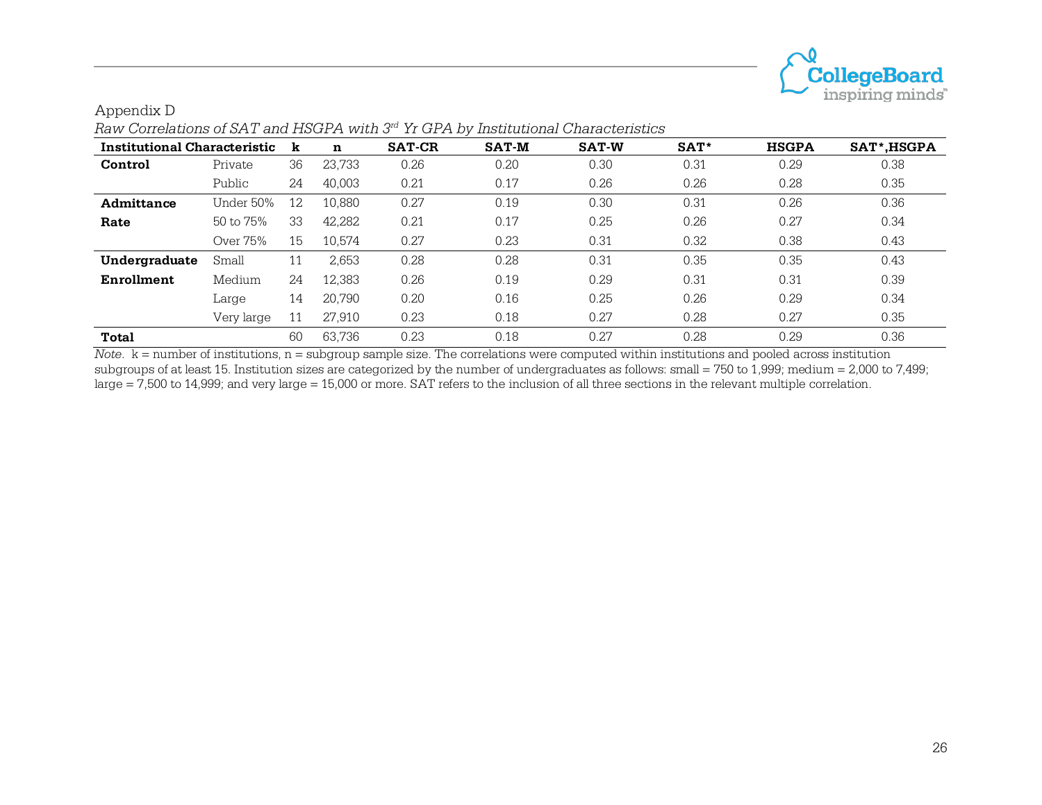Appendix D

*Raw Correlations of SAT and HSGPA with 3rd Yr GPA by Institutional Characteristics*

| **Institutional Characteristic** | | **k** | **n** | **SAT-CR** | **SAT-M** | **SAT-W** | **SAT*** | **HSGPA** | **SAT*,HSGPA** |
|---|---|---|---|---|---|---|---|---|---|
| **Control** | Private | 36 | 23,733 | 0.26 | 0.20 | 0.30 | 0.31 | 0.29 | 0.38 |
| | Public | 24 | 40,003 | 0.21 | 0.17 | 0.26 | 0.26 | 0.28 | 0.35 |
| **Admittance Rate** | Under 50% | 12 | 10,880 | 0.27 | 0.19 | 0.30 | 0.31 | 0.26 | 0.36 |
| | 50 to 75% | 33 | 42,282 | 0.21 | 0.17 | 0.25 | 0.26 | 0.27 | 0.34 |
| | Over 75% | 15 | 10,574 | 0.27 | 0.23 | 0.31 | 0.32 | 0.38 | 0.43 |
| **Undergraduate Enrollment** | Small | 11 | 2,653 | 0.28 | 0.28 | 0.31 | 0.35 | 0.35 | 0.43 |
| | Medium | 24 | 12,383 | 0.26 | 0.19 | 0.29 | 0.31 | 0.31 | 0.39 |
| | Large | 14 | 20,790 | 0.20 | 0.16 | 0.25 | 0.26 | 0.29 | 0.34 |
| | Very large | 11 | 27,910 | 0.23 | 0.18 | 0.27 | 0.28 | 0.27 | 0.35 |
| **Total** | | 60 | 63,736 | 0.23 | 0.18 | 0.27 | 0.28 | 0.29 | 0.36 |

*Note.* k = number of institutions, n = subgroup sample size. The correlations were computed within institutions and pooled across institution subgroups of at least 15. Institution sizes are categorized by the number of undergraduates as follows: small = 750 to 1,999; medium = 2,000 to 7,499; large = 7,500 to 14,999; and very large = 15,000 or more. SAT refers to the inclusion of all three sections in the relevant multiple correlation.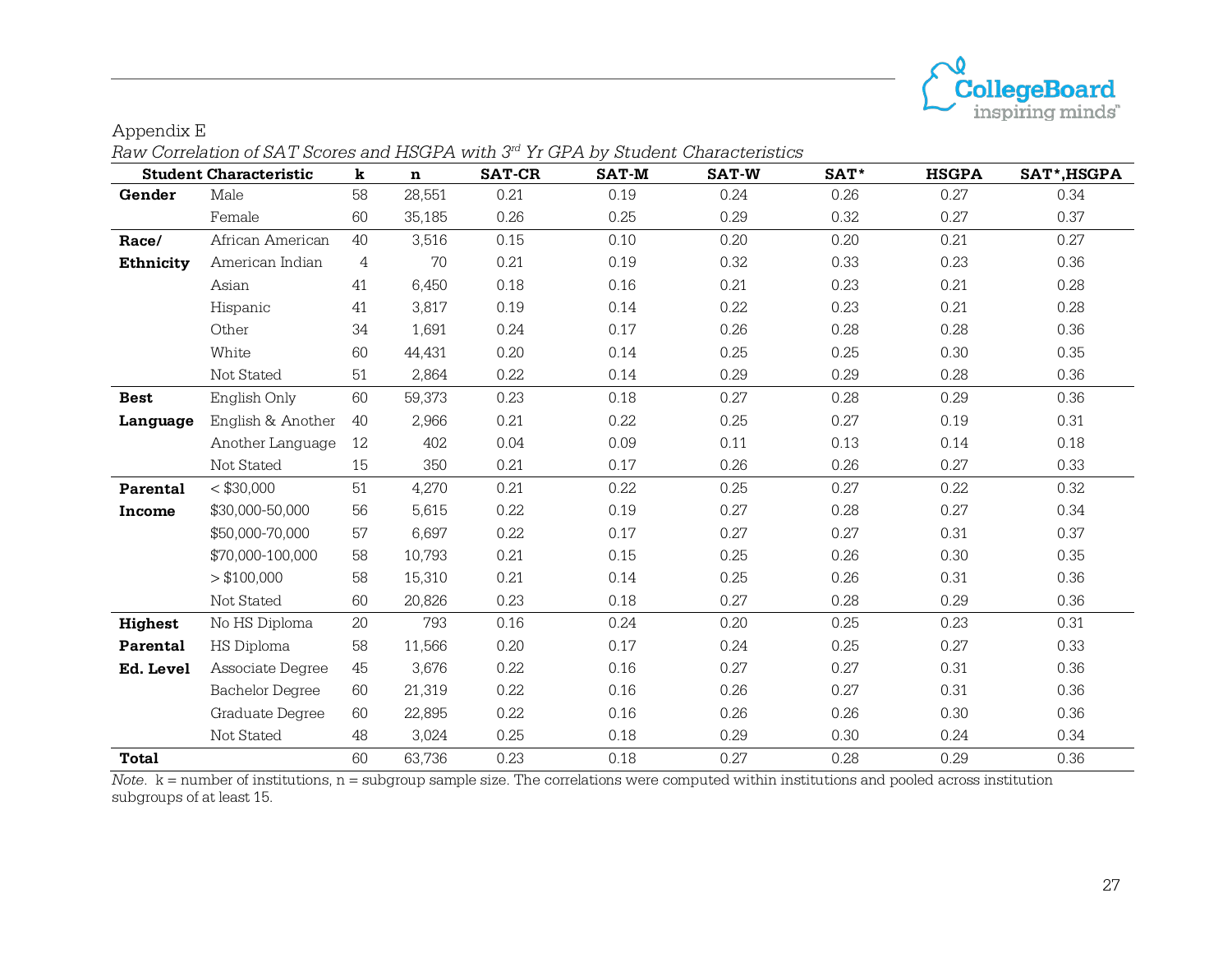Appendix E

*Raw Correlation of SAT Scores and HSGPA with 3rd Yr GPA by Student Characteristics*

| Student Characteristic | | k | n | SAT-CR | SAT-M | SAT-W | SAT* | HSGPA | SAT*,HSGPA |
|---|---|---|---|---|---|---|---|---|---|
| **Gender** | Male | 58 | 28,551 | 0.21 | 0.19 | 0.24 | 0.26 | 0.27 | 0.34 |
| | Female | 60 | 35,185 | 0.26 | 0.25 | 0.29 | 0.32 | 0.27 | 0.37 |
| **Race/ Ethnicity** | African American | 40 | 3,516 | 0.15 | 0.10 | 0.20 | 0.20 | 0.21 | 0.27 |
| | American Indian | 4 | 70 | 0.21 | 0.19 | 0.32 | 0.33 | 0.23 | 0.36 |
| | Asian | 41 | 6,450 | 0.18 | 0.16 | 0.21 | 0.23 | 0.21 | 0.28 |
| | Hispanic | 41 | 3,817 | 0.19 | 0.14 | 0.22 | 0.23 | 0.21 | 0.28 |
| | Other | 34 | 1,691 | 0.24 | 0.17 | 0.26 | 0.28 | 0.28 | 0.36 |
| | White | 60 | 44,431 | 0.20 | 0.14 | 0.25 | 0.25 | 0.30 | 0.35 |
| | Not Stated | 51 | 2,864 | 0.22 | 0.14 | 0.29 | 0.29 | 0.28 | 0.36 |
| **Best Language** | English Only | 60 | 59,373 | 0.23 | 0.18 | 0.27 | 0.28 | 0.29 | 0.36 |
| | English & Another | 40 | 2,966 | 0.21 | 0.22 | 0.25 | 0.27 | 0.19 | 0.31 |
| | Another Language | 12 | 402 | 0.04 | 0.09 | 0.11 | 0.13 | 0.14 | 0.18 |
| | Not Stated | 15 | 350 | 0.21 | 0.17 | 0.26 | 0.26 | 0.27 | 0.33 |
| **Parental Income** | < $30,000 | 51 | 4,270 | 0.21 | 0.22 | 0.25 | 0.27 | 0.22 | 0.32 |
| | $30,000-50,000 | 56 | 5,615 | 0.22 | 0.19 | 0.27 | 0.28 | 0.27 | 0.34 |
| | $50,000-70,000 | 57 | 6,697 | 0.22 | 0.17 | 0.27 | 0.27 | 0.31 | 0.37 |
| | $70,000-100,000 | 58 | 10,793 | 0.21 | 0.15 | 0.25 | 0.26 | 0.30 | 0.35 |
| | > $100,000 | 58 | 15,310 | 0.21 | 0.14 | 0.25 | 0.26 | 0.31 | 0.36 |
| | Not Stated | 60 | 20,826 | 0.23 | 0.18 | 0.27 | 0.28 | 0.29 | 0.36 |
| **Highest Parental Ed. Level** | No HS Diploma | 20 | 793 | 0.16 | 0.24 | 0.20 | 0.25 | 0.23 | 0.31 |
| | HS Diploma | 58 | 11,566 | 0.20 | 0.17 | 0.24 | 0.25 | 0.27 | 0.33 |
| | Associate Degree | 45 | 3,676 | 0.22 | 0.16 | 0.27 | 0.27 | 0.31 | 0.36 |
| | Bachelor Degree | 60 | 21,319 | 0.22 | 0.16 | 0.26 | 0.27 | 0.31 | 0.36 |
| | Graduate Degree | 60 | 22,895 | 0.22 | 0.16 | 0.26 | 0.26 | 0.30 | 0.36 |
| | Not Stated | 48 | 3,024 | 0.25 | 0.18 | 0.29 | 0.30 | 0.24 | 0.34 |
| **Total** | | 60 | 63,736 | 0.23 | 0.18 | 0.27 | 0.28 | 0.29 | 0.36 |

*Note*. k = number of institutions, n = subgroup sample size. The correlations were computed within institutions and pooled across institution subgroups of at least 15.